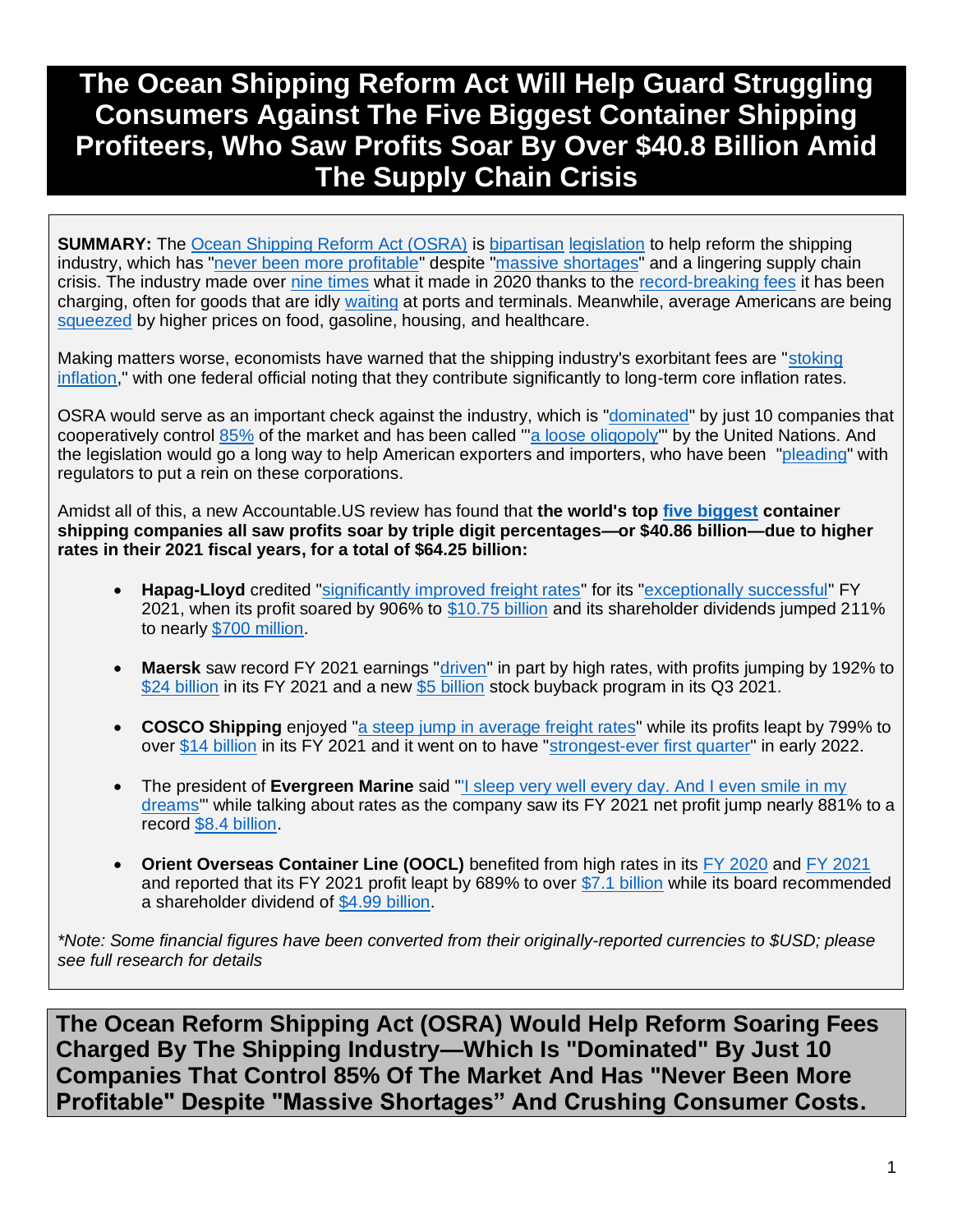# The Ocean Shipping Reform Act Will Help Guard Struggling Consumers Against The Five Biggest Container Shipping Profiteers, Who Saw Profits Soar By Over $40.8 Billion Amid The Supply Chain Crisis

**SUMMARY:** The Ocean Shipping Reform Act (OSRA) is bipartisan legislation to help reform the shipping industry, which has "never been more profitable" despite "massive shortages" and a lingering supply chain crisis. The industry made over nine times what it made in 2020 thanks to the record-breaking fees it has been charging, often for goods that are idly waiting at ports and terminals. Meanwhile, average Americans are being squeezed by higher prices on food, gasoline, housing, and healthcare.

Making matters worse, economists have warned that the shipping industry's exorbitant fees are "stoking inflation," with one federal official noting that they contribute significantly to long-term core inflation rates.

OSRA would serve as an important check against the industry, which is "dominated" by just 10 companies that cooperatively control 85% of the market and has been called "'a loose oligopoly'" by the United Nations. And the legislation would go a long way to help American exporters and importers, who have been "pleading" with regulators to put a rein on these corporations.

Amidst all of this, a new Accountable.US review has found that **the world's top five biggest container shipping companies all saw profits soar by triple digit percentages—or $40.86 billion—due to higher rates in their 2021 fiscal years, for a total of $64.25 billion:**

- **Hapag-Lloyd** credited "significantly improved freight rates" for its "exceptionally successful" FY 2021, when its profit soared by 906% to $10.75 billion and its shareholder dividends jumped 211% to nearly $700 million.
- **Maersk** saw record FY 2021 earnings "driven" in part by high rates, with profits jumping by 192% to $24 billion in its FY 2021 and a new $5 billion stock buyback program in its Q3 2021.
- **COSCO Shipping** enjoyed "a steep jump in average freight rates" while its profits leapt by 799% to over $14 billion in its FY 2021 and it went on to have "strongest-ever first quarter" in early 2022.
- The president of **Evergreen Marine** said "'I sleep very well every day. And I even smile in my dreams'" while talking about rates as the company saw its FY 2021 net profit jump nearly 881% to a record $8.4 billion.
- **Orient Overseas Container Line (OOCL)** benefited from high rates in its FY 2020 and FY 2021 and reported that its FY 2021 profit leapt by 689% to over $7.1 billion while its board recommended a shareholder dividend of $4.99 billion.

*\*Note: Some financial figures have been converted from their originally-reported currencies to $USD; please see full research for details*

## The Ocean Reform Shipping Act (OSRA) Would Help Reform Soaring Fees Charged By The Shipping Industry—Which Is "Dominated" By Just 10 Companies That Control 85% Of The Market And Has "Never Been More Profitable" Despite "Massive Shortages" And Crushing Consumer Costs.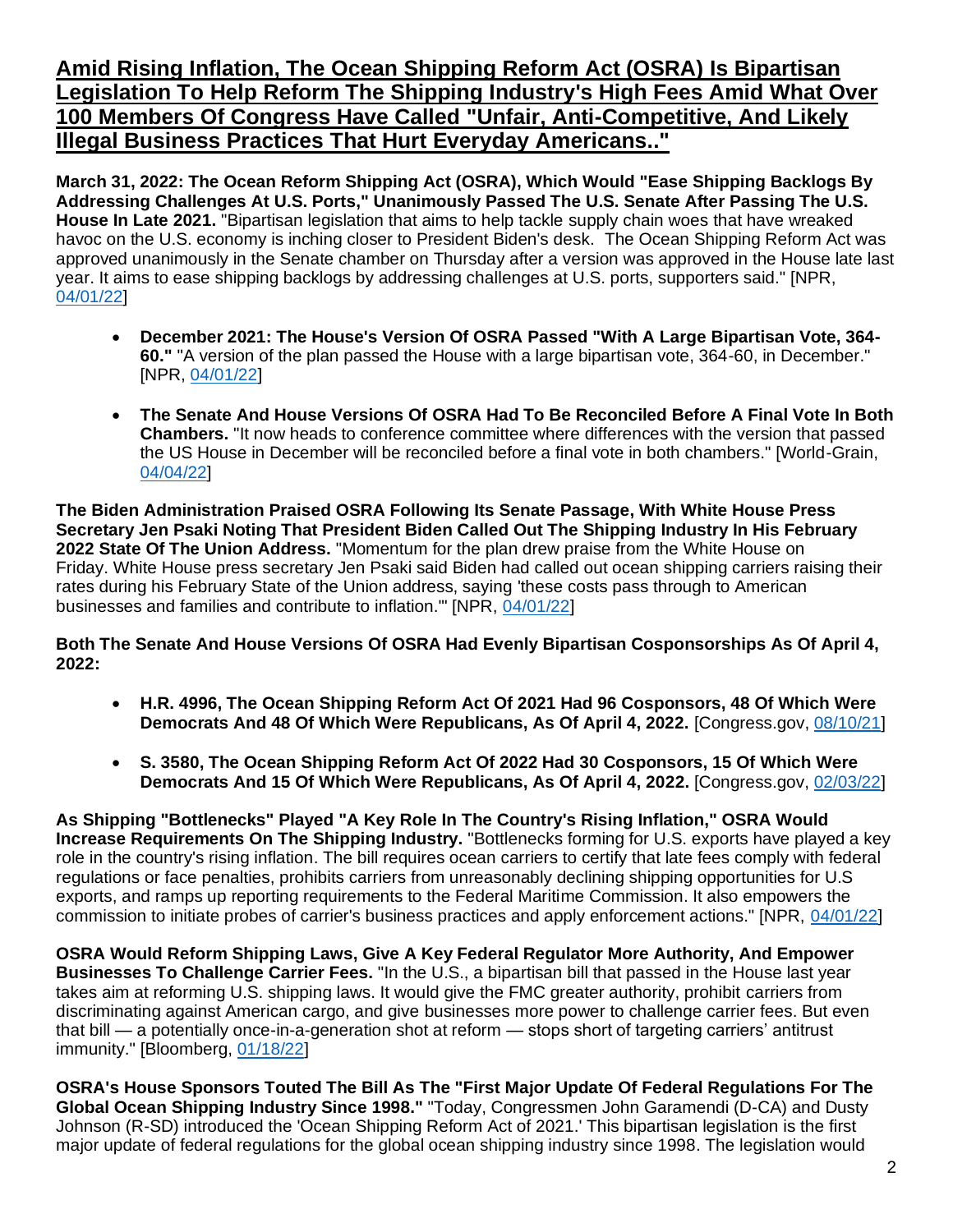## Amid Rising Inflation, The Ocean Shipping Reform Act (OSRA) Is Bipartisan Legislation To Help Reform The Shipping Industry's High Fees Amid What Over 100 Members Of Congress Have Called "Unfair, Anti-Competitive, And Likely Illegal Business Practices That Hurt Everyday Americans.."

**March 31, 2022: The Ocean Reform Shipping Act (OSRA), Which Would "Ease Shipping Backlogs By Addressing Challenges At U.S. Ports," Unanimously Passed The U.S. Senate After Passing The U.S. House In Late 2021.** "Bipartisan legislation that aims to help tackle supply chain woes that have wreaked havoc on the U.S. economy is inching closer to President Biden's desk. The Ocean Shipping Reform Act was approved unanimously in the Senate chamber on Thursday after a version was approved in the House late last year. It aims to ease shipping backlogs by addressing challenges at U.S. ports, supporters said." [NPR, 04/01/22]

- **December 2021: The House's Version Of OSRA Passed "With A Large Bipartisan Vote, 364-60."** "A version of the plan passed the House with a large bipartisan vote, 364-60, in December." [NPR, 04/01/22]

- **The Senate And House Versions Of OSRA Had To Be Reconciled Before A Final Vote In Both Chambers.** "It now heads to conference committee where differences with the version that passed the US House in December will be reconciled before a final vote in both chambers." [World-Grain, 04/04/22]

**The Biden Administration Praised OSRA Following Its Senate Passage, With White House Press Secretary Jen Psaki Noting That President Biden Called Out The Shipping Industry In His February 2022 State Of The Union Address.** "Momentum for the plan drew praise from the White House on Friday. White House press secretary Jen Psaki said Biden had called out ocean shipping carriers raising their rates during his February State of the Union address, saying 'these costs pass through to American businesses and families and contribute to inflation.'" [NPR, 04/01/22]

**Both The Senate And House Versions Of OSRA Had Evenly Bipartisan Cosponsorships As Of April 4, 2022:**

- **H.R. 4996, The Ocean Shipping Reform Act Of 2021 Had 96 Cosponsors, 48 Of Which Were Democrats And 48 Of Which Were Republicans, As Of April 4, 2022.** [Congress.gov, 08/10/21]

- **S. 3580, The Ocean Shipping Reform Act Of 2022 Had 30 Cosponsors, 15 Of Which Were Democrats And 15 Of Which Were Republicans, As Of April 4, 2022.** [Congress.gov, 02/03/22]

**As Shipping "Bottlenecks" Played "A Key Role In The Country's Rising Inflation," OSRA Would Increase Requirements On The Shipping Industry.** "Bottlenecks forming for U.S. exports have played a key role in the country's rising inflation. The bill requires ocean carriers to certify that late fees comply with federal regulations or face penalties, prohibits carriers from unreasonably declining shipping opportunities for U.S exports, and ramps up reporting requirements to the Federal Maritime Commission. It also empowers the commission to initiate probes of carrier's business practices and apply enforcement actions." [NPR, 04/01/22]

**OSRA Would Reform Shipping Laws, Give A Key Federal Regulator More Authority, And Empower Businesses To Challenge Carrier Fees.** "In the U.S., a bipartisan bill that passed in the House last year takes aim at reforming U.S. shipping laws. It would give the FMC greater authority, prohibit carriers from discriminating against American cargo, and give businesses more power to challenge carrier fees. But even that bill — a potentially once-in-a-generation shot at reform — stops short of targeting carriers' antitrust immunity." [Bloomberg, 01/18/22]

**OSRA's House Sponsors Touted The Bill As The "First Major Update Of Federal Regulations For The Global Ocean Shipping Industry Since 1998."** "Today, Congressmen John Garamendi (D-CA) and Dusty Johnson (R-SD) introduced the 'Ocean Shipping Reform Act of 2021.' This bipartisan legislation is the first major update of federal regulations for the global ocean shipping industry since 1998. The legislation would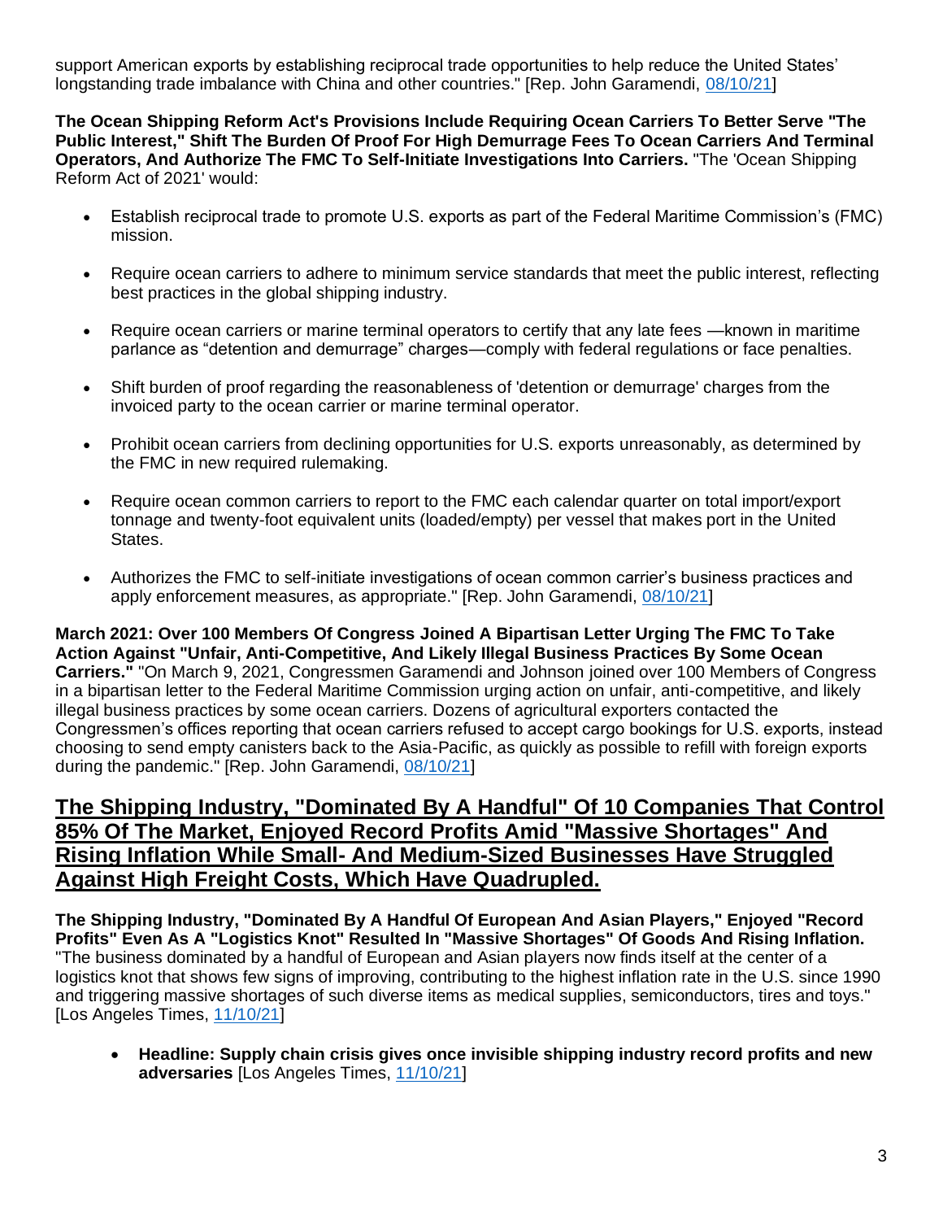support American exports by establishing reciprocal trade opportunities to help reduce the United States' longstanding trade imbalance with China and other countries." [Rep. John Garamendi, 08/10/21]

**The Ocean Shipping Reform Act's Provisions Include Requiring Ocean Carriers To Better Serve "The Public Interest," Shift The Burden Of Proof For High Demurrage Fees To Ocean Carriers And Terminal Operators, And Authorize The FMC To Self-Initiate Investigations Into Carriers.** "The 'Ocean Shipping Reform Act of 2021' would:

- Establish reciprocal trade to promote U.S. exports as part of the Federal Maritime Commission's (FMC) mission.
- Require ocean carriers to adhere to minimum service standards that meet the public interest, reflecting best practices in the global shipping industry.
- Require ocean carriers or marine terminal operators to certify that any late fees —known in maritime parlance as "detention and demurrage" charges—comply with federal regulations or face penalties.
- Shift burden of proof regarding the reasonableness of 'detention or demurrage' charges from the invoiced party to the ocean carrier or marine terminal operator.
- Prohibit ocean carriers from declining opportunities for U.S. exports unreasonably, as determined by the FMC in new required rulemaking.
- Require ocean common carriers to report to the FMC each calendar quarter on total import/export tonnage and twenty-foot equivalent units (loaded/empty) per vessel that makes port in the United States.
- Authorizes the FMC to self-initiate investigations of ocean common carrier's business practices and apply enforcement measures, as appropriate." [Rep. John Garamendi, 08/10/21]

**March 2021: Over 100 Members Of Congress Joined A Bipartisan Letter Urging The FMC To Take Action Against "Unfair, Anti-Competitive, And Likely Illegal Business Practices By Some Ocean Carriers."** "On March 9, 2021, Congressmen Garamendi and Johnson joined over 100 Members of Congress in a bipartisan letter to the Federal Maritime Commission urging action on unfair, anti-competitive, and likely illegal business practices by some ocean carriers. Dozens of agricultural exporters contacted the Congressmen's offices reporting that ocean carriers refused to accept cargo bookings for U.S. exports, instead choosing to send empty canisters back to the Asia-Pacific, as quickly as possible to refill with foreign exports during the pandemic." [Rep. John Garamendi, 08/10/21]

## The Shipping Industry, "Dominated By A Handful" Of 10 Companies That Control 85% Of The Market, Enjoyed Record Profits Amid "Massive Shortages" And Rising Inflation While Small- And Medium-Sized Businesses Have Struggled Against High Freight Costs, Which Have Quadrupled.

**The Shipping Industry, "Dominated By A Handful Of European And Asian Players," Enjoyed "Record Profits" Even As A "Logistics Knot" Resulted In "Massive Shortages" Of Goods And Rising Inflation.** "The business dominated by a handful of European and Asian players now finds itself at the center of a logistics knot that shows few signs of improving, contributing to the highest inflation rate in the U.S. since 1990 and triggering massive shortages of such diverse items as medical supplies, semiconductors, tires and toys." [Los Angeles Times, 11/10/21]

- **Headline: Supply chain crisis gives once invisible shipping industry record profits and new adversaries** [Los Angeles Times, 11/10/21]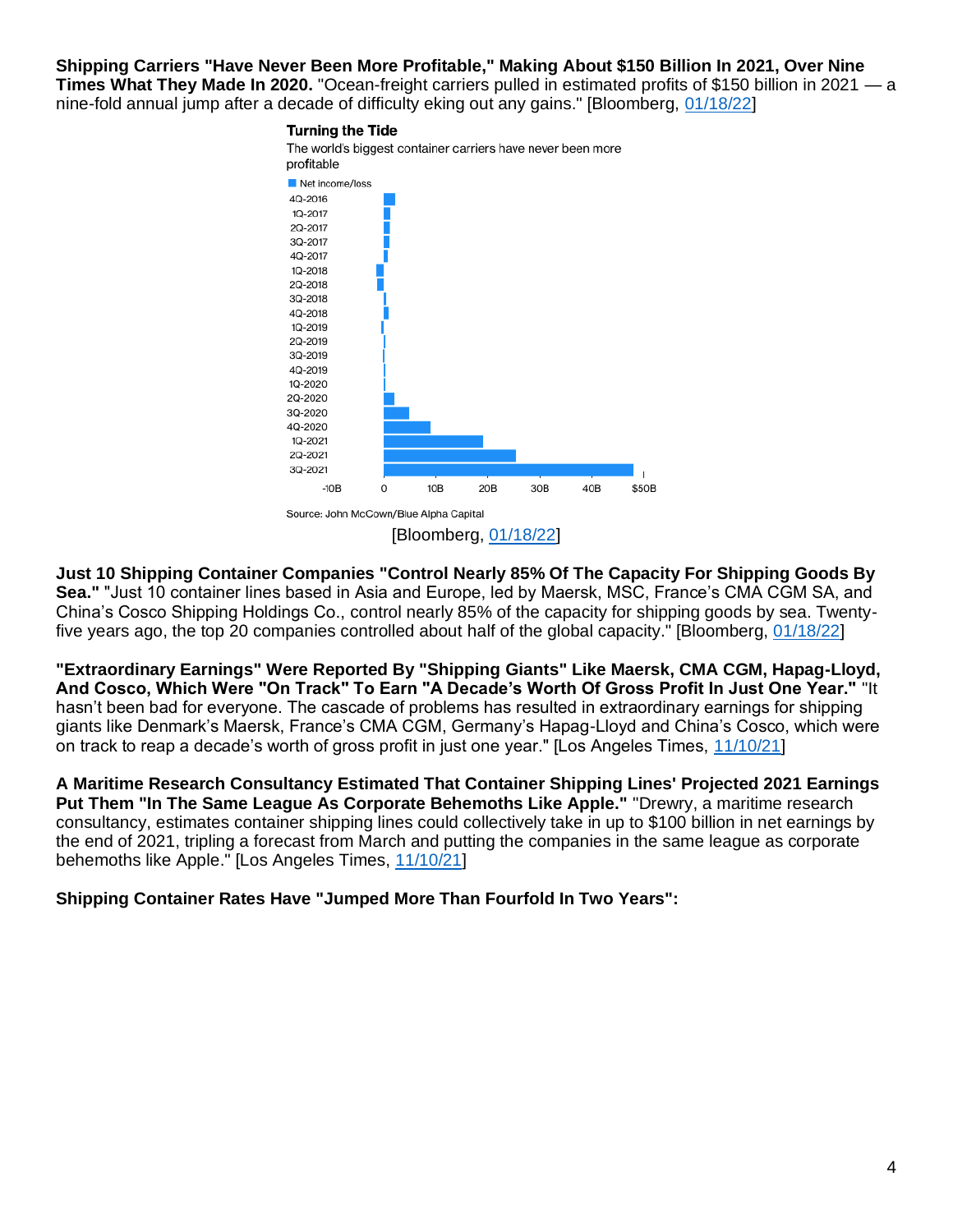**Shipping Carriers "Have Never Been More Profitable," Making About $150 Billion In 2021, Over Nine Times What They Made In 2020.** "Ocean-freight carriers pulled in estimated profits of $150 billion in 2021 — a nine-fold annual jump after a decade of difficulty eking out any gains." [Bloomberg, 01/18/22]

**Turning the Tide**

The world's biggest container carriers have never been more profitable

Net income/loss

Source: John McCown/Blue Alpha Capital

[Bloomberg, 01/18/22]

**Just 10 Shipping Container Companies "Control Nearly 85% Of The Capacity For Shipping Goods By Sea."** "Just 10 container lines based in Asia and Europe, led by Maersk, MSC, France's CMA CGM SA, and China's Cosco Shipping Holdings Co., control nearly 85% of the capacity for shipping goods by sea. Twenty-five years ago, the top 20 companies controlled about half of the global capacity." [Bloomberg, 01/18/22]

**"Extraordinary Earnings" Were Reported By "Shipping Giants" Like Maersk, CMA CGM, Hapag-Lloyd, And Cosco, Which Were "On Track" To Earn "A Decade's Worth Of Gross Profit In Just One Year."** "It hasn't been bad for everyone. The cascade of problems has resulted in extraordinary earnings for shipping giants like Denmark's Maersk, France's CMA CGM, Germany's Hapag-Lloyd and China's Cosco, which were on track to reap a decade's worth of gross profit in just one year." [Los Angeles Times, 11/10/21]

**A Maritime Research Consultancy Estimated That Container Shipping Lines' Projected 2021 Earnings Put Them "In The Same League As Corporate Behemoths Like Apple."** "Drewry, a maritime research consultancy, estimates container shipping lines could collectively take in up to $100 billion in net earnings by the end of 2021, tripling a forecast from March and putting the companies in the same league as corporate behemoths like Apple." [Los Angeles Times, 11/10/21]

**Shipping Container Rates Have "Jumped More Than Fourfold In Two Years":**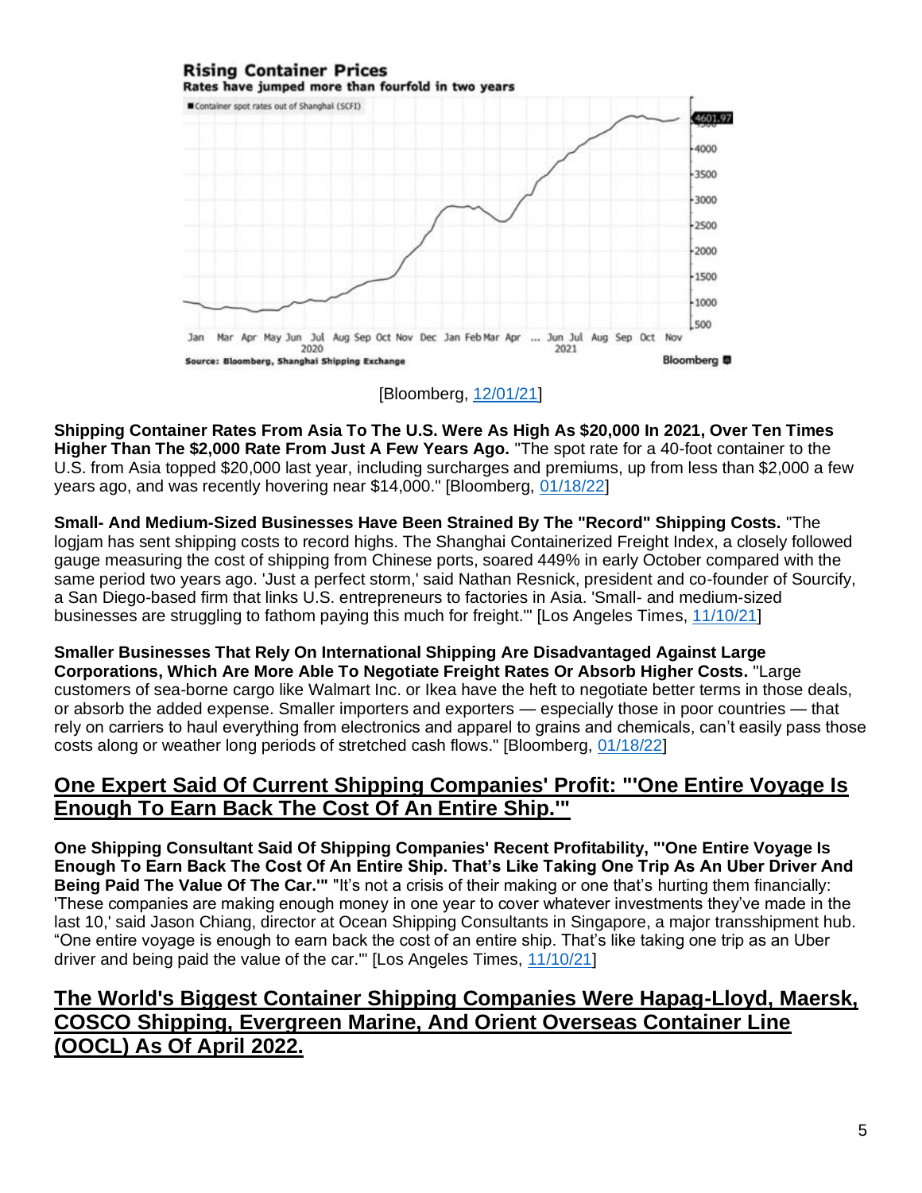**Rising Container Prices**

**Rates have jumped more than fourfold in two years**

[Bloomberg, 12/01/21]

**Shipping Container Rates From Asia To The U.S. Were As High As $20,000 In 2021, Over Ten Times Higher Than The $2,000 Rate From Just A Few Years Ago.** "The spot rate for a 40-foot container to the U.S. from Asia topped $20,000 last year, including surcharges and premiums, up from less than $2,000 a few years ago, and was recently hovering near $14,000." [Bloomberg, 01/18/22]

**Small- And Medium-Sized Businesses Have Been Strained By The "Record" Shipping Costs.** "The logjam has sent shipping costs to record highs. The Shanghai Containerized Freight Index, a closely followed gauge measuring the cost of shipping from Chinese ports, soared 449% in early October compared with the same period two years ago. 'Just a perfect storm,' said Nathan Resnick, president and co-founder of Sourcify, a San Diego-based firm that links U.S. entrepreneurs to factories in Asia. 'Small- and medium-sized businesses are struggling to fathom paying this much for freight.'" [Los Angeles Times, 11/10/21]

**Smaller Businesses That Rely On International Shipping Are Disadvantaged Against Large Corporations, Which Are More Able To Negotiate Freight Rates Or Absorb Higher Costs.** "Large customers of sea-borne cargo like Walmart Inc. or Ikea have the heft to negotiate better terms in those deals, or absorb the added expense. Smaller importers and exporters — especially those in poor countries — that rely on carriers to haul everything from electronics and apparel to grains and chemicals, can't easily pass those costs along or weather long periods of stretched cash flows." [Bloomberg, 01/18/22]

## One Expert Said Of Current Shipping Companies' Profit: "'One Entire Voyage Is Enough To Earn Back The Cost Of An Entire Ship.'"

**One Shipping Consultant Said Of Shipping Companies' Recent Profitability, "'One Entire Voyage Is Enough To Earn Back The Cost Of An Entire Ship. That's Like Taking One Trip As An Uber Driver And Being Paid The Value Of The Car.'"** "It's not a crisis of their making or one that's hurting them financially: 'These companies are making enough money in one year to cover whatever investments they've made in the last 10,' said Jason Chiang, director at Ocean Shipping Consultants in Singapore, a major transshipment hub. "One entire voyage is enough to earn back the cost of an entire ship. That's like taking one trip as an Uber driver and being paid the value of the car.'" [Los Angeles Times, 11/10/21]

## The World's Biggest Container Shipping Companies Were Hapag-Lloyd, Maersk, COSCO Shipping, Evergreen Marine, And Orient Overseas Container Line (OOCL) As Of April 2022.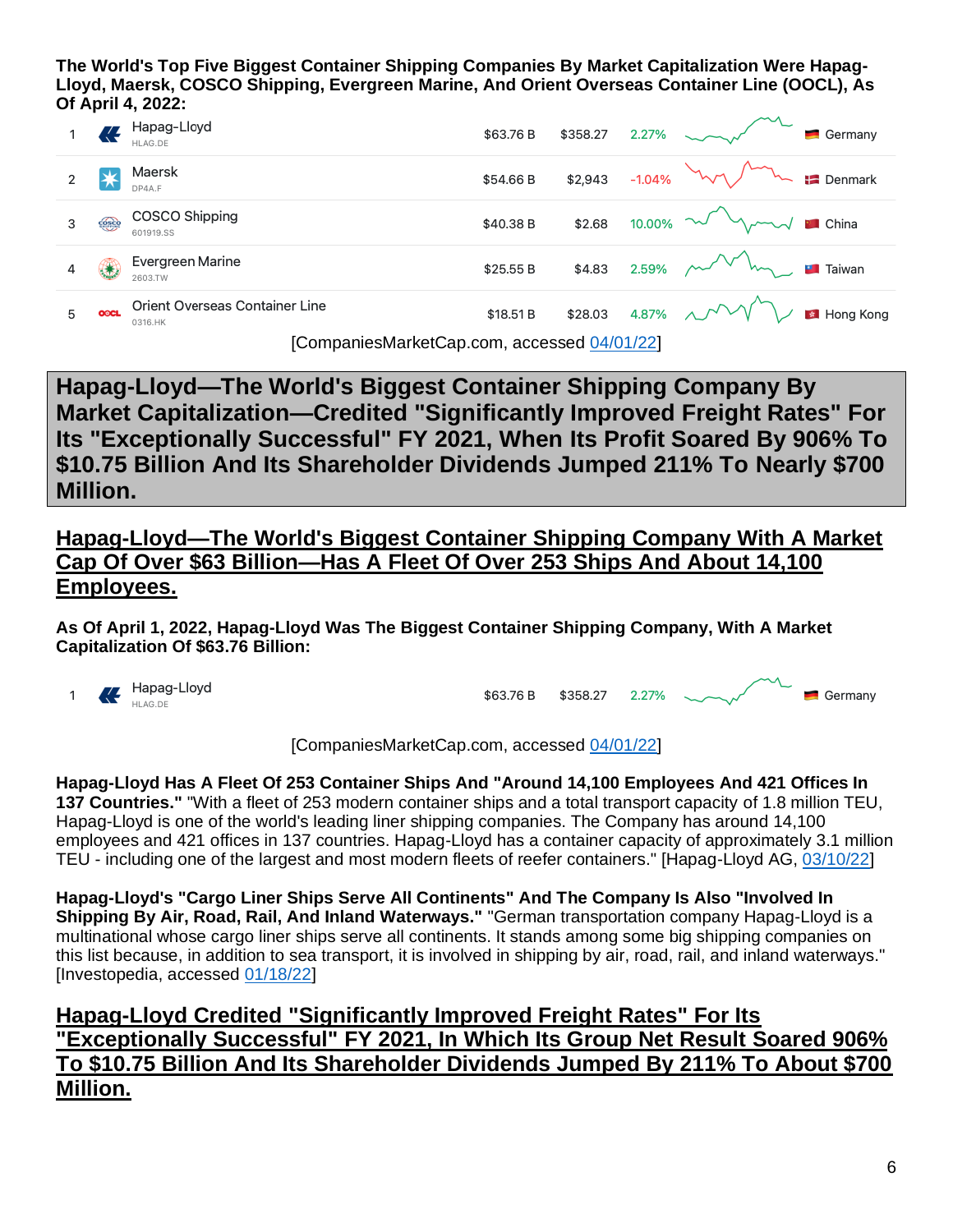**The World's Top Five Biggest Container Shipping Companies By Market Capitalization Were Hapag-Lloyd, Maersk, COSCO Shipping, Evergreen Marine, And Orient Overseas Container Line (OOCL), As Of April 4, 2022:**

| Rank | Company | Market Cap | Price | Change | Country |
|---|---|---|---|---|---|
| 1 | Hapag-Lloyd HLAG.DE | $63.76 B | $358.27 | 2.27% | Germany |
| 2 | Maersk DP4A.F | $54.66 B | $2,943 | -1.04% | Denmark |
| 3 | COSCO Shipping 601919.SS | $40.38 B | $2.68 | 10.00% | China |
| 4 | Evergreen Marine 2603.TW | $25.55 B | $4.83 | 2.59% | Taiwan |
| 5 | Orient Overseas Container Line 0316.HK | $18.51 B | $28.03 | 4.87% | Hong Kong |

[CompaniesMarketCap.com, accessed 04/01/22]

# Hapag-Lloyd—The World's Biggest Container Shipping Company By Market Capitalization—Credited "Significantly Improved Freight Rates" For Its "Exceptionally Successful" FY 2021, When Its Profit Soared By 906% To $10.75 Billion And Its Shareholder Dividends Jumped 211% To Nearly $700 Million.

## Hapag-Lloyd—The World's Biggest Container Shipping Company With A Market Cap Of Over $63 Billion—Has A Fleet Of Over 253 Ships And About 14,100 Employees.

**As Of April 1, 2022, Hapag-Lloyd Was The Biggest Container Shipping Company, With A Market Capitalization Of $63.76 Billion:**

| Rank | Company | Market Cap | Price | Change | Country |
|---|---|---|---|---|---|
| 1 | Hapag-Lloyd HLAG.DE | $63.76 B | $358.27 | 2.27% | Germany |

[CompaniesMarketCap.com, accessed 04/01/22]

**Hapag-Lloyd Has A Fleet Of 253 Container Ships And "Around 14,100 Employees And 421 Offices In 137 Countries."** "With a fleet of 253 modern container ships and a total transport capacity of 1.8 million TEU, Hapag-Lloyd is one of the world's leading liner shipping companies. The Company has around 14,100 employees and 421 offices in 137 countries. Hapag-Lloyd has a container capacity of approximately 3.1 million TEU - including one of the largest and most modern fleets of reefer containers." [Hapag-Lloyd AG, 03/10/22]

**Hapag-Lloyd's "Cargo Liner Ships Serve All Continents" And The Company Is Also "Involved In Shipping By Air, Road, Rail, And Inland Waterways."** "German transportation company Hapag-Lloyd is a multinational whose cargo liner ships serve all continents. It stands among some big shipping companies on this list because, in addition to sea transport, it is involved in shipping by air, road, rail, and inland waterways." [Investopedia, accessed 01/18/22]

## Hapag-Lloyd Credited "Significantly Improved Freight Rates" For Its "Exceptionally Successful" FY 2021, In Which Its Group Net Result Soared 906% To $10.75 Billion And Its Shareholder Dividends Jumped By 211% To About $700 Million.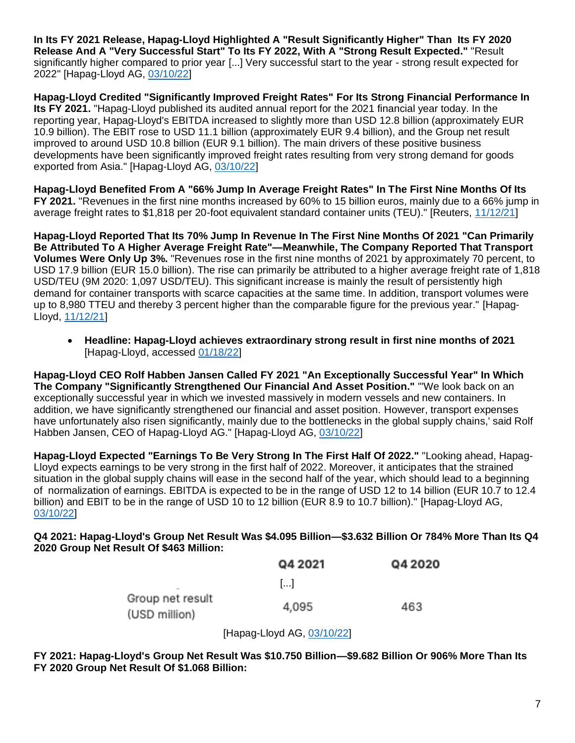**In Its FY 2021 Release, Hapag-Lloyd Highlighted A "Result Significantly Higher" Than Its FY 2020 Release And A "Very Successful Start" To Its FY 2022, With A "Strong Result Expected."** "Result significantly higher compared to prior year [...] Very successful start to the year - strong result expected for 2022" [Hapag-Lloyd AG, 03/10/22]

**Hapag-Lloyd Credited "Significantly Improved Freight Rates" For Its Strong Financial Performance In Its FY 2021.** "Hapag-Lloyd published its audited annual report for the 2021 financial year today. In the reporting year, Hapag-Lloyd's EBITDA increased to slightly more than USD 12.8 billion (approximately EUR 10.9 billion). The EBIT rose to USD 11.1 billion (approximately EUR 9.4 billion), and the Group net result improved to around USD 10.8 billion (EUR 9.1 billion). The main drivers of these positive business developments have been significantly improved freight rates resulting from very strong demand for goods exported from Asia." [Hapag-Lloyd AG, 03/10/22]

**Hapag-Lloyd Benefited From A "66% Jump In Average Freight Rates" In The First Nine Months Of Its FY 2021.** "Revenues in the first nine months increased by 60% to 15 billion euros, mainly due to a 66% jump in average freight rates to $1,818 per 20-foot equivalent standard container units (TEU)." [Reuters, 11/12/21]

**Hapag-Lloyd Reported That Its 70% Jump In Revenue In The First Nine Months Of 2021 "Can Primarily Be Attributed To A Higher Average Freight Rate"—Meanwhile, The Company Reported That Transport Volumes Were Only Up 3%.** "Revenues rose in the first nine months of 2021 by approximately 70 percent, to USD 17.9 billion (EUR 15.0 billion). The rise can primarily be attributed to a higher average freight rate of 1,818 USD/TEU (9M 2020: 1,097 USD/TEU). This significant increase is mainly the result of persistently high demand for container transports with scarce capacities at the same time. In addition, transport volumes were up to 8,980 TTEU and thereby 3 percent higher than the comparable figure for the previous year." [Hapag-Lloyd, 11/12/21]

- **Headline: Hapag-Lloyd achieves extraordinary strong result in first nine months of 2021** [Hapag-Lloyd, accessed 01/18/22]

**Hapag-Lloyd CEO Rolf Habben Jansen Called FY 2021 "An Exceptionally Successful Year" In Which The Company "Significantly Strengthened Our Financial And Asset Position."** "'We look back on an exceptionally successful year in which we invested massively in modern vessels and new containers. In addition, we have significantly strengthened our financial and asset position. However, transport expenses have unfortunately also risen significantly, mainly due to the bottlenecks in the global supply chains,' said Rolf Habben Jansen, CEO of Hapag-Lloyd AG." [Hapag-Lloyd AG, 03/10/22]

**Hapag-Lloyd Expected "Earnings To Be Very Strong In The First Half Of 2022."** "Looking ahead, Hapag-Lloyd expects earnings to be very strong in the first half of 2022. Moreover, it anticipates that the strained situation in the global supply chains will ease in the second half of the year, which should lead to a beginning of normalization of earnings. EBITDA is expected to be in the range of USD 12 to 14 billion (EUR 10.7 to 12.4 billion) and EBIT to be in the range of USD 10 to 12 billion (EUR 8.9 to 10.7 billion)." [Hapag-Lloyd AG, 03/10/22]

**Q4 2021: Hapag-Lloyd's Group Net Result Was $4.095 Billion—$3.632 Billion Or 784% More Than Its Q4 2020 Group Net Result Of $463 Million:**

| | Q4 2021 | Q4 2020 |
|---|---|---|
| | [...] | |
| Group net result (USD million) | 4,095 | 463 |

[Hapag-Lloyd AG, 03/10/22]

**FY 2021: Hapag-Lloyd's Group Net Result Was $10.750 Billion—$9.682 Billion Or 906% More Than Its FY 2020 Group Net Result Of $1.068 Billion:**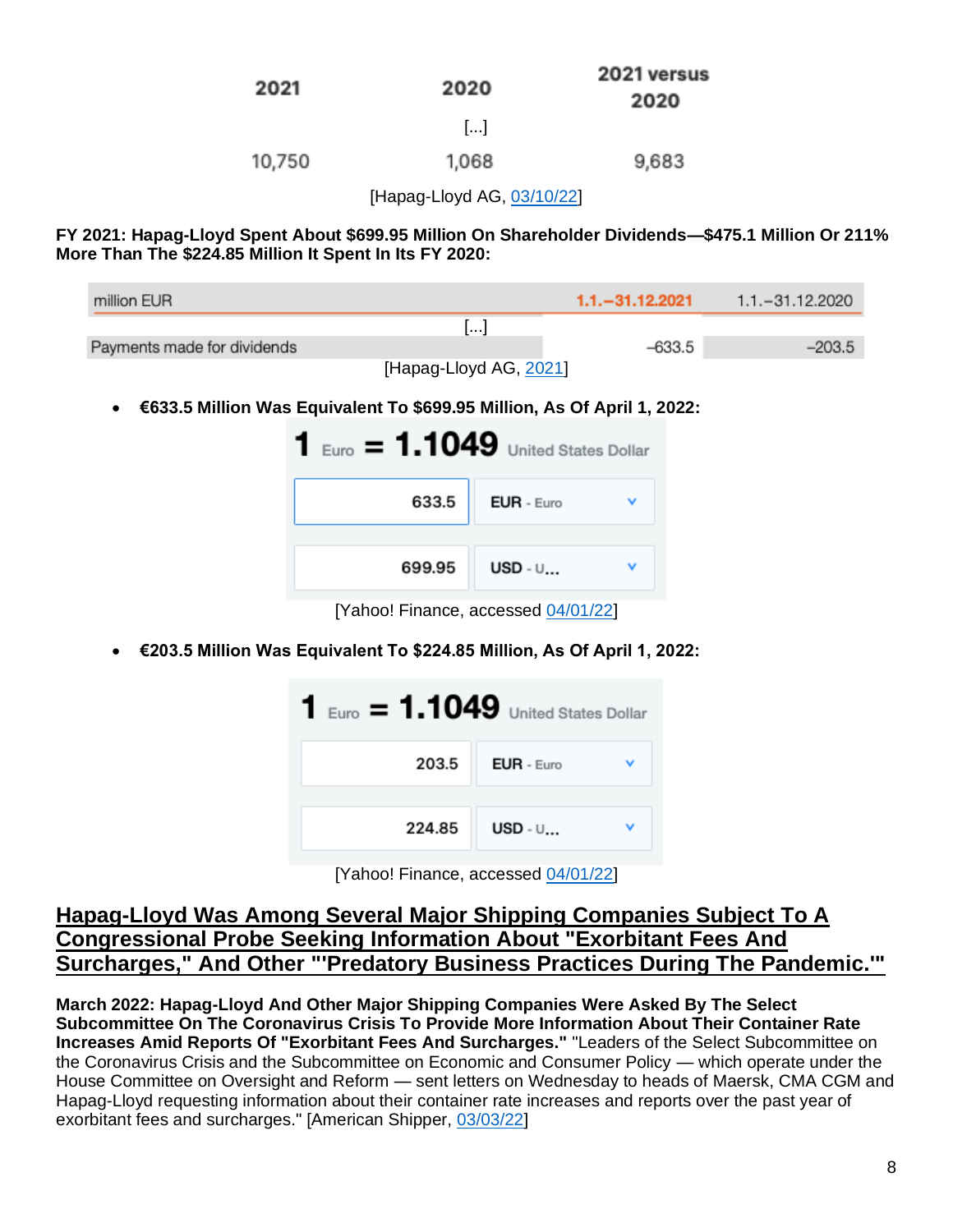| 2021 | 2020 | 2021 versus 2020 |
|---|---|---|
| | [...] | |
| 10,750 | 1,068 | 9,683 |

[Hapag-Lloyd AG, 03/10/22]

**FY 2021: Hapag-Lloyd Spent About $699.95 Million On Shareholder Dividends—$475.1 Million Or 211% More Than The $224.85 Million It Spent In Its FY 2020:**

| million EUR | 1.1.–31.12.2021 | 1.1.–31.12.2020 |
|---|---|---|
| [...] | | |
| Payments made for dividends | –633.5 | –203.5 |

[Hapag-Lloyd AG, 2021]

- **€633.5 Million Was Equivalent To $699.95 Million, As Of April 1, 2022:**

| 1 Euro = 1.1049 United States Dollar | |
|---|---|
| 633.5 | EUR - Euro |
| 699.95 | USD - U... |

[Yahoo! Finance, accessed 04/01/22]

- **€203.5 Million Was Equivalent To $224.85 Million, As Of April 1, 2022:**

| 1 Euro = 1.1049 United States Dollar | |
|---|---|
| 203.5 | EUR - Euro |
| 224.85 | USD - U... |

[Yahoo! Finance, accessed 04/01/22]

## Hapag-Lloyd Was Among Several Major Shipping Companies Subject To A Congressional Probe Seeking Information About "Exorbitant Fees And Surcharges," And Other "'Predatory Business Practices During The Pandemic.'"

**March 2022: Hapag-Lloyd And Other Major Shipping Companies Were Asked By The Select Subcommittee On The Coronavirus Crisis To Provide More Information About Their Container Rate Increases Amid Reports Of "Exorbitant Fees And Surcharges."** "Leaders of the Select Subcommittee on the Coronavirus Crisis and the Subcommittee on Economic and Consumer Policy — which operate under the House Committee on Oversight and Reform — sent letters on Wednesday to heads of Maersk, CMA CGM and Hapag-Lloyd requesting information about their container rate increases and reports over the past year of exorbitant fees and surcharges." [American Shipper, 03/03/22]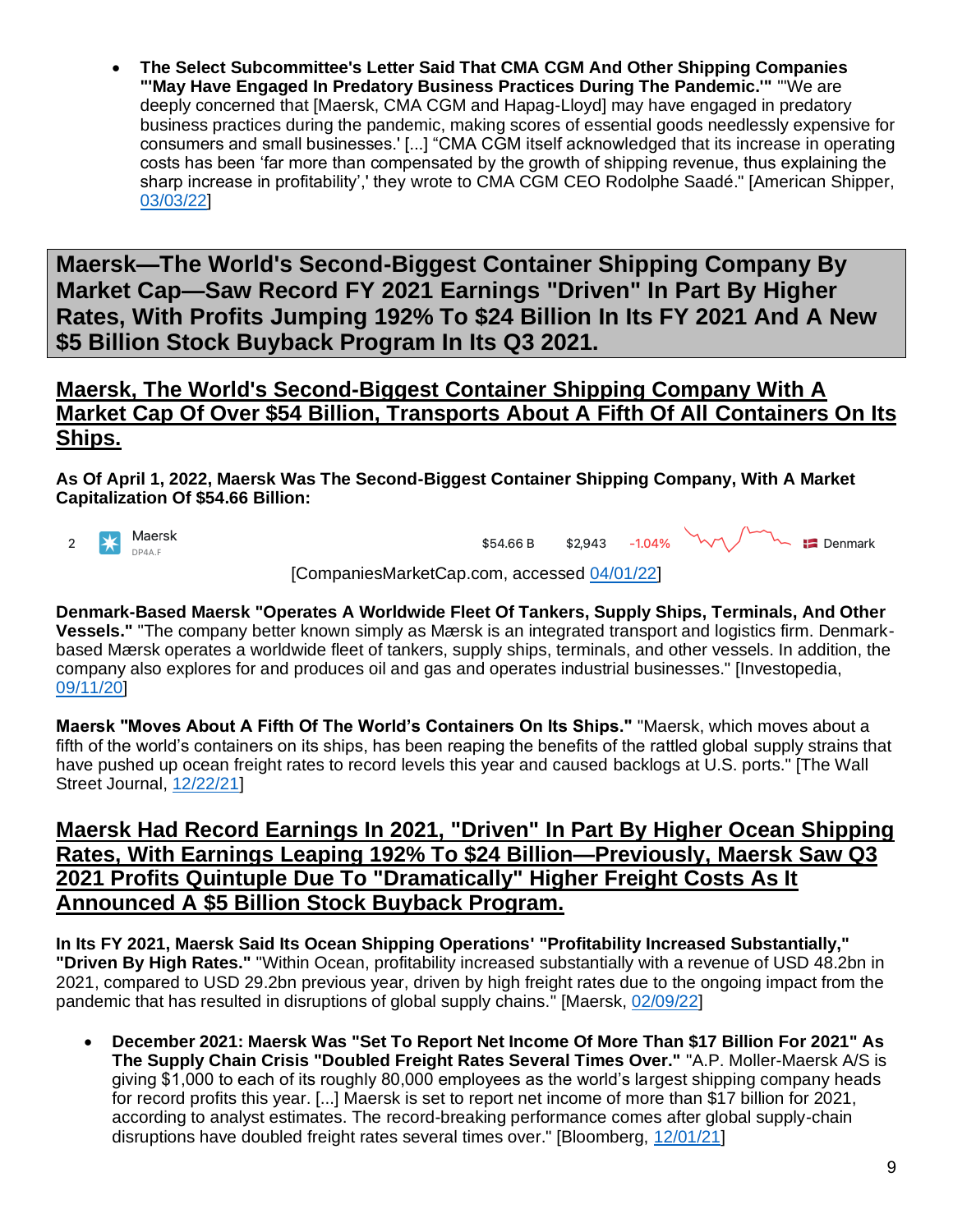- **The Select Subcommittee's Letter Said That CMA CGM And Other Shipping Companies "'May Have Engaged In Predatory Business Practices During The Pandemic.'"** "'We are deeply concerned that [Maersk, CMA CGM and Hapag-Lloyd] may have engaged in predatory business practices during the pandemic, making scores of essential goods needlessly expensive for consumers and small businesses.' [...] "CMA CGM itself acknowledged that its increase in operating costs has been 'far more than compensated by the growth of shipping revenue, thus explaining the sharp increase in profitability',' they wrote to CMA CGM CEO Rodolphe Saadé." [American Shipper, 03/03/22]

# Maersk—The World's Second-Biggest Container Shipping Company By Market Cap—Saw Record FY 2021 Earnings "Driven" In Part By Higher Rates, With Profits Jumping 192% To $24 Billion In Its FY 2021 And A New $5 Billion Stock Buyback Program In Its Q3 2021.

## Maersk, The World's Second-Biggest Container Shipping Company With A Market Cap Of Over $54 Billion, Transports About A Fifth Of All Containers On Its Ships.

**As Of April 1, 2022, Maersk Was The Second-Biggest Container Shipping Company, With A Market Capitalization Of $54.66 Billion:**

| 2 | Maersk DP4A.F | $54.66 B | $2,943 | -1.04% | Denmark |
|---|---|---|---|---|---|

[CompaniesMarketCap.com, accessed 04/01/22]

**Denmark-Based Maersk "Operates A Worldwide Fleet Of Tankers, Supply Ships, Terminals, And Other Vessels."** "The company better known simply as Mærsk is an integrated transport and logistics firm. Denmark-based Mærsk operates a worldwide fleet of tankers, supply ships, terminals, and other vessels. In addition, the company also explores for and produces oil and gas and operates industrial businesses." [Investopedia, 09/11/20]

**Maersk "Moves About A Fifth Of The World's Containers On Its Ships."** "Maersk, which moves about a fifth of the world's containers on its ships, has been reaping the benefits of the rattled global supply strains that have pushed up ocean freight rates to record levels this year and caused backlogs at U.S. ports." [The Wall Street Journal, 12/22/21]

## Maersk Had Record Earnings In 2021, "Driven" In Part By Higher Ocean Shipping Rates, With Earnings Leaping 192% To $24 Billion—Previously, Maersk Saw Q3 2021 Profits Quintuple Due To "Dramatically" Higher Freight Costs As It Announced A $5 Billion Stock Buyback Program.

**In Its FY 2021, Maersk Said Its Ocean Shipping Operations' "Profitability Increased Substantially," "Driven By High Rates."** "Within Ocean, profitability increased substantially with a revenue of USD 48.2bn in 2021, compared to USD 29.2bn previous year, driven by high freight rates due to the ongoing impact from the pandemic that has resulted in disruptions of global supply chains." [Maersk, 02/09/22]

- **December 2021: Maersk Was "Set To Report Net Income Of More Than $17 Billion For 2021" As The Supply Chain Crisis "Doubled Freight Rates Several Times Over."** "A.P. Moller-Maersk A/S is giving $1,000 to each of its roughly 80,000 employees as the world's largest shipping company heads for record profits this year. [...] Maersk is set to report net income of more than $17 billion for 2021, according to analyst estimates. The record-breaking performance comes after global supply-chain disruptions have doubled freight rates several times over." [Bloomberg, 12/01/21]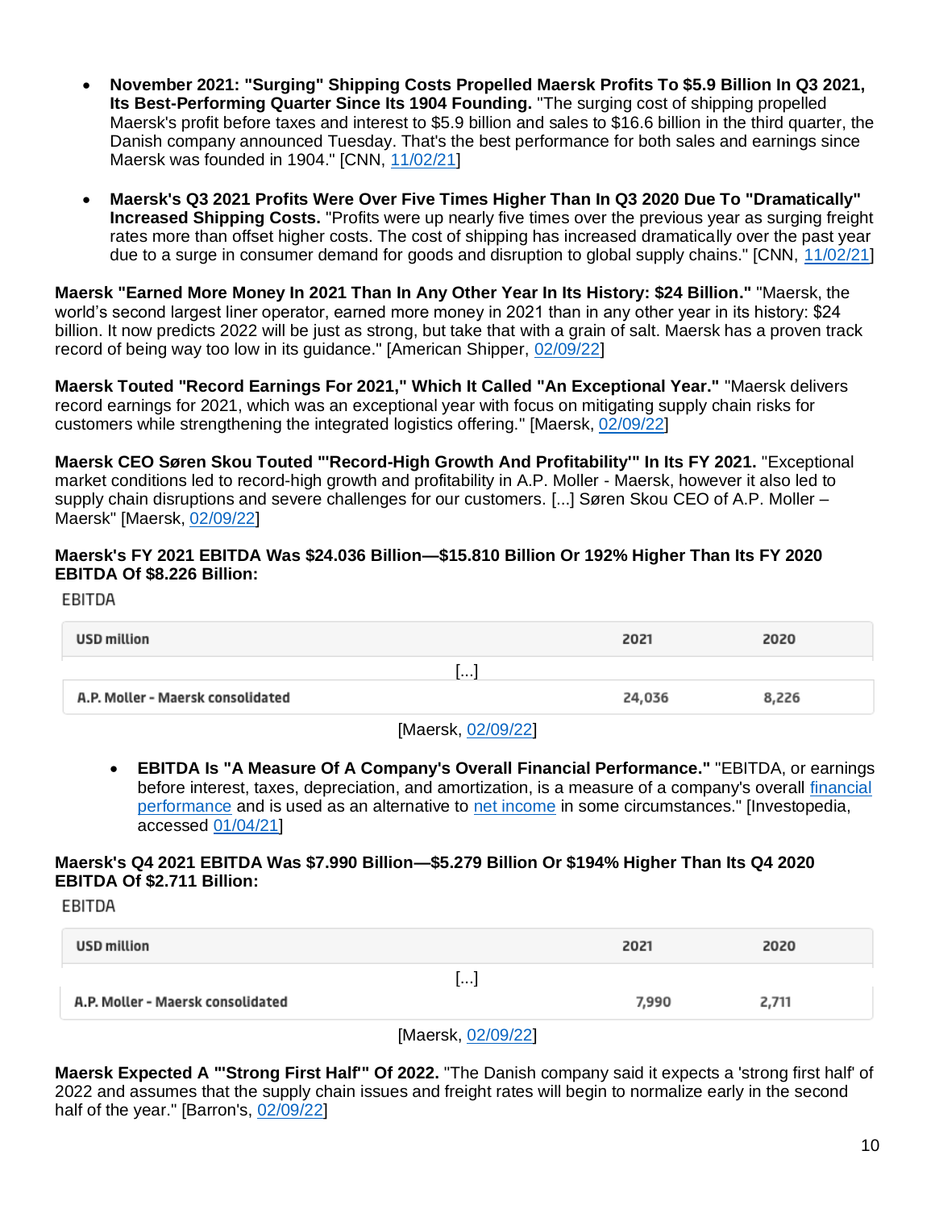- **November 2021: "Surging" Shipping Costs Propelled Maersk Profits To $5.9 Billion In Q3 2021, Its Best-Performing Quarter Since Its 1904 Founding.** "The surging cost of shipping propelled Maersk's profit before taxes and interest to $5.9 billion and sales to $16.6 billion in the third quarter, the Danish company announced Tuesday. That's the best performance for both sales and earnings since Maersk was founded in 1904." [CNN, 11/02/21]

- **Maersk's Q3 2021 Profits Were Over Five Times Higher Than In Q3 2020 Due To "Dramatically" Increased Shipping Costs.** "Profits were up nearly five times over the previous year as surging freight rates more than offset higher costs. The cost of shipping has increased dramatically over the past year due to a surge in consumer demand for goods and disruption to global supply chains." [CNN, 11/02/21]

**Maersk "Earned More Money In 2021 Than In Any Other Year In Its History: $24 Billion."** "Maersk, the world's second largest liner operator, earned more money in 2021 than in any other year in its history: $24 billion. It now predicts 2022 will be just as strong, but take that with a grain of salt. Maersk has a proven track record of being way too low in its guidance." [American Shipper, 02/09/22]

**Maersk Touted "Record Earnings For 2021," Which It Called "An Exceptional Year."** "Maersk delivers record earnings for 2021, which was an exceptional year with focus on mitigating supply chain risks for customers while strengthening the integrated logistics offering." [Maersk, 02/09/22]

**Maersk CEO Søren Skou Touted "'Record-High Growth And Profitability'" In Its FY 2021.** "Exceptional market conditions led to record-high growth and profitability in A.P. Moller - Maersk, however it also led to supply chain disruptions and severe challenges for our customers. [...] Søren Skou CEO of A.P. Moller – Maersk" [Maersk, 02/09/22]

**Maersk's FY 2021 EBITDA Was $24.036 Billion—$15.810 Billion Or 192% Higher Than Its FY 2020 EBITDA Of $8.226 Billion:**

EBITDA

| USD million | 2021 | 2020 |
|---|---|---|
| [...] | | |
| A.P. Moller - Maersk consolidated | 24,036 | 8,226 |

[Maersk, 02/09/22]

- **EBITDA Is "A Measure Of A Company's Overall Financial Performance."** "EBITDA, or earnings before interest, taxes, depreciation, and amortization, is a measure of a company's overall financial performance and is used as an alternative to net income in some circumstances." [Investopedia, accessed 01/04/21]

**Maersk's Q4 2021 EBITDA Was $7.990 Billion—$5.279 Billion Or $194% Higher Than Its Q4 2020 EBITDA Of $2.711 Billion:**

EBITDA

| USD million | 2021 | 2020 |
|---|---|---|
| [...] | | |
| A.P. Moller - Maersk consolidated | 7,990 | 2,711 |

[Maersk, 02/09/22]

**Maersk Expected A "'Strong First Half'" Of 2022.** "The Danish company said it expects a 'strong first half' of 2022 and assumes that the supply chain issues and freight rates will begin to normalize early in the second half of the year." [Barron's, 02/09/22]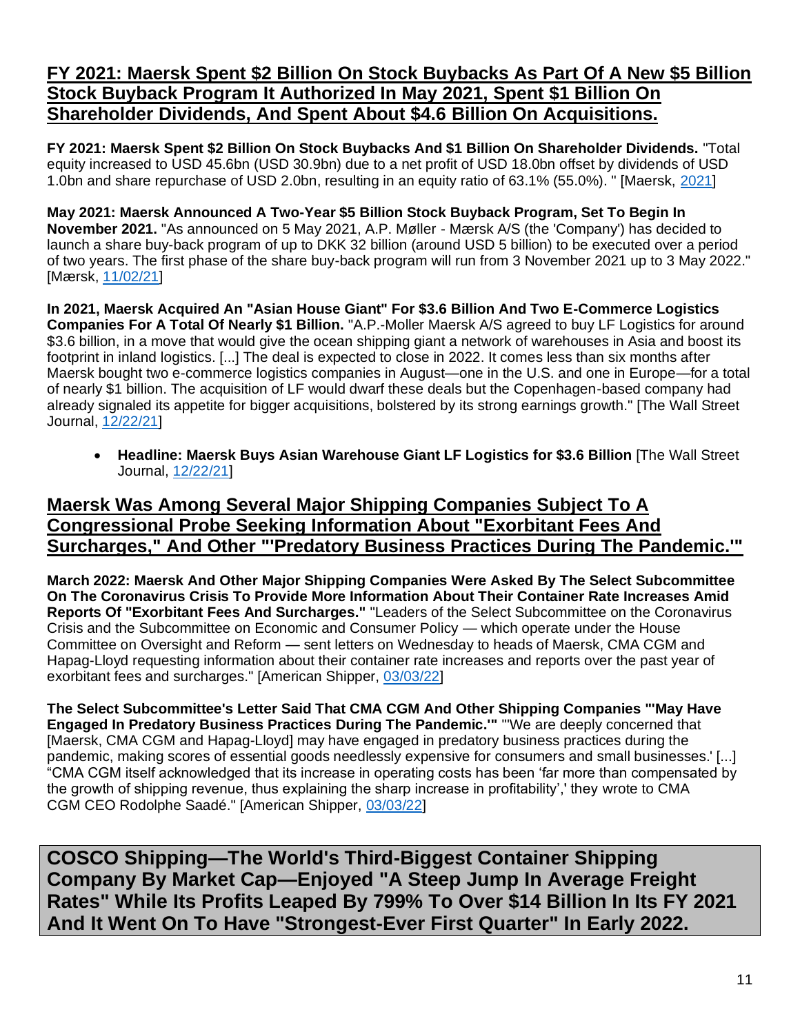## FY 2021: Maersk Spent $2 Billion On Stock Buybacks As Part Of A New $5 Billion Stock Buyback Program It Authorized In May 2021, Spent $1 Billion On Shareholder Dividends, And Spent About $4.6 Billion On Acquisitions.

**FY 2021: Maersk Spent $2 Billion On Stock Buybacks And $1 Billion On Shareholder Dividends.** "Total equity increased to USD 45.6bn (USD 30.9bn) due to a net profit of USD 18.0bn offset by dividends of USD 1.0bn and share repurchase of USD 2.0bn, resulting in an equity ratio of 63.1% (55.0%). " [Maersk, 2021]

**May 2021: Maersk Announced A Two-Year $5 Billion Stock Buyback Program, Set To Begin In November 2021.** "As announced on 5 May 2021, A.P. Møller - Mærsk A/S (the 'Company') has decided to launch a share buy-back program of up to DKK 32 billion (around USD 5 billion) to be executed over a period of two years. The first phase of the share buy-back program will run from 3 November 2021 up to 3 May 2022." [Mærsk, 11/02/21]

**In 2021, Maersk Acquired An "Asian House Giant" For $3.6 Billion And Two E-Commerce Logistics Companies For A Total Of Nearly $1 Billion.** "A.P.-Moller Maersk A/S agreed to buy LF Logistics for around $3.6 billion, in a move that would give the ocean shipping giant a network of warehouses in Asia and boost its footprint in inland logistics. [...] The deal is expected to close in 2022. It comes less than six months after Maersk bought two e-commerce logistics companies in August—one in the U.S. and one in Europe—for a total of nearly $1 billion. The acquisition of LF would dwarf these deals but the Copenhagen-based company had already signaled its appetite for bigger acquisitions, bolstered by its strong earnings growth." [The Wall Street Journal, 12/22/21]

- **Headline: Maersk Buys Asian Warehouse Giant LF Logistics for $3.6 Billion** [The Wall Street Journal, 12/22/21]

## Maersk Was Among Several Major Shipping Companies Subject To A Congressional Probe Seeking Information About "Exorbitant Fees And Surcharges," And Other "'Predatory Business Practices During The Pandemic.'"

**March 2022: Maersk And Other Major Shipping Companies Were Asked By The Select Subcommittee On The Coronavirus Crisis To Provide More Information About Their Container Rate Increases Amid Reports Of "Exorbitant Fees And Surcharges."** "Leaders of the Select Subcommittee on the Coronavirus Crisis and the Subcommittee on Economic and Consumer Policy — which operate under the House Committee on Oversight and Reform — sent letters on Wednesday to heads of Maersk, CMA CGM and Hapag-Lloyd requesting information about their container rate increases and reports over the past year of exorbitant fees and surcharges." [American Shipper, 03/03/22]

**The Select Subcommittee's Letter Said That CMA CGM And Other Shipping Companies "'May Have Engaged In Predatory Business Practices During The Pandemic.'"** "'We are deeply concerned that [Maersk, CMA CGM and Hapag-Lloyd] may have engaged in predatory business practices during the pandemic, making scores of essential goods needlessly expensive for consumers and small businesses.' [...] "CMA CGM itself acknowledged that its increase in operating costs has been 'far more than compensated by the growth of shipping revenue, thus explaining the sharp increase in profitability',' they wrote to CMA CGM CEO Rodolphe Saadé." [American Shipper, 03/03/22]

# COSCO Shipping—The World's Third-Biggest Container Shipping Company By Market Cap—Enjoyed "A Steep Jump In Average Freight Rates" While Its Profits Leaped By 799% To Over $14 Billion In Its FY 2021 And It Went On To Have "Strongest-Ever First Quarter" In Early 2022.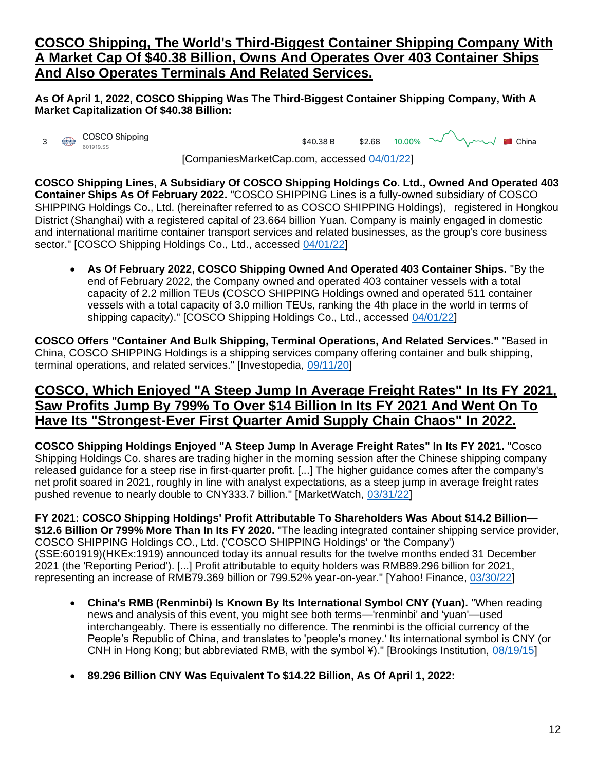## COSCO Shipping, The World's Third-Biggest Container Shipping Company With A Market Cap Of $40.38 Billion, Owns And Operates Over 403 Container Ships And Also Operates Terminals And Related Services.

**As Of April 1, 2022, COSCO Shipping Was The Third-Biggest Container Shipping Company, With A Market Capitalization Of $40.38 Billion:**

| 3 | COSCO Shipping 601919.SS | $40.38 B | $2.68 | 10.00% | China |
|---|---|---|---|---|---|

[CompaniesMarketCap.com, accessed 04/01/22]

**COSCO Shipping Lines, A Subsidiary Of COSCO Shipping Holdings Co. Ltd., Owned And Operated 403 Container Ships As Of February 2022.** "COSCO SHIPPING Lines is a fully-owned subsidiary of COSCO SHIPPING Holdings Co., Ltd. (hereinafter referred to as COSCO SHIPPING Holdings), registered in Hongkou District (Shanghai) with a registered capital of 23.664 billion Yuan. Company is mainly engaged in domestic and international maritime container transport services and related businesses, as the group's core business sector." [COSCO Shipping Holdings Co., Ltd., accessed 04/01/22]

- **As Of February 2022, COSCO Shipping Owned And Operated 403 Container Ships.** "By the end of February 2022, the Company owned and operated 403 container vessels with a total capacity of 2.2 million TEUs (COSCO SHIPPING Holdings owned and operated 511 container vessels with a total capacity of 3.0 million TEUs, ranking the 4th place in the world in terms of shipping capacity)." [COSCO Shipping Holdings Co., Ltd., accessed 04/01/22]

**COSCO Offers "Container And Bulk Shipping, Terminal Operations, And Related Services."** "Based in China, COSCO SHIPPING Holdings is a shipping services company offering container and bulk shipping, terminal operations, and related services." [Investopedia, 09/11/20]

## COSCO, Which Enjoyed "A Steep Jump In Average Freight Rates" In Its FY 2021, Saw Profits Jump By 799% To Over $14 Billion In Its FY 2021 And Went On To Have Its "Strongest-Ever First Quarter Amid Supply Chain Chaos" In 2022.

**COSCO Shipping Holdings Enjoyed "A Steep Jump In Average Freight Rates" In Its FY 2021.** "Cosco Shipping Holdings Co. shares are trading higher in the morning session after the Chinese shipping company released guidance for a steep rise in first-quarter profit. [...] The higher guidance comes after the company's net profit soared in 2021, roughly in line with analyst expectations, as a steep jump in average freight rates pushed revenue to nearly double to CNY333.7 billion." [MarketWatch, 03/31/22]

**FY 2021: COSCO Shipping Holdings' Profit Attributable To Shareholders Was About $14.2 Billion—$12.6 Billion Or 799% More Than In Its FY 2020.** "The leading integrated container shipping service provider, COSCO SHIPPING Holdings CO., Ltd. ('COSCO SHIPPING Holdings' or 'the Company') (SSE:601919)(HKEx:1919) announced today its annual results for the twelve months ended 31 December 2021 (the 'Reporting Period'). [...] Profit attributable to equity holders was RMB89.296 billion for 2021, representing an increase of RMB79.369 billion or 799.52% year-on-year." [Yahoo! Finance, 03/30/22]

- **China's RMB (Renminbi) Is Known By Its International Symbol CNY (Yuan).** "When reading news and analysis of this event, you might see both terms—'renminbi' and 'yuan'—used interchangeably. There is essentially no difference. The renminbi is the official currency of the People's Republic of China, and translates to 'people's money.' Its international symbol is CNY (or CNH in Hong Kong; but abbreviated RMB, with the symbol ¥)." [Brookings Institution, 08/19/15]

- **89.296 Billion CNY Was Equivalent To $14.22 Billion, As Of April 1, 2022:**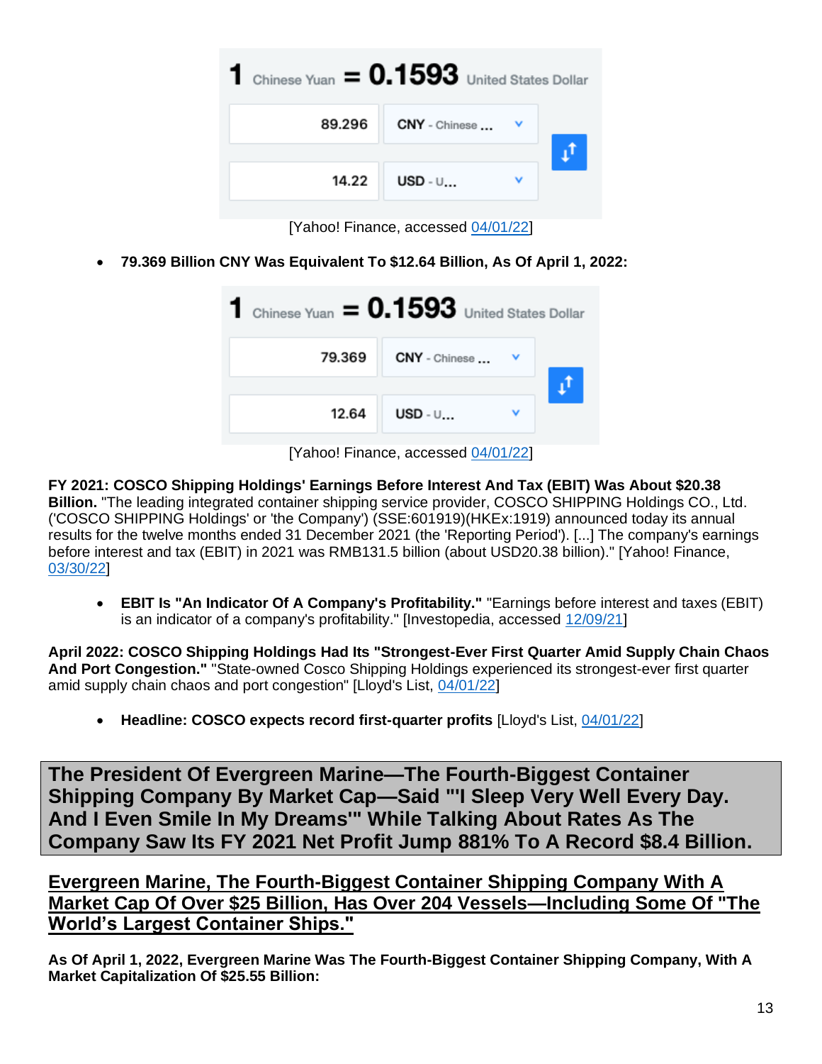| 1 Chinese Yuan = 0.1593 United States Dollar | |
|---|---|
| 89.296 | CNY - Chinese ... |
| 14.22 | USD - U... |

[Yahoo! Finance, accessed 04/01/22]

- **79.369 Billion CNY Was Equivalent To $12.64 Billion, As Of April 1, 2022:**

| 1 Chinese Yuan = 0.1593 United States Dollar | |
|---|---|
| 79.369 | CNY - Chinese ... |
| 12.64 | USD - U... |

[Yahoo! Finance, accessed 04/01/22]

**FY 2021: COSCO Shipping Holdings' Earnings Before Interest And Tax (EBIT) Was About $20.38 Billion.** "The leading integrated container shipping service provider, COSCO SHIPPING Holdings CO., Ltd. ('COSCO SHIPPING Holdings' or 'the Company') (SSE:601919)(HKEx:1919) announced today its annual results for the twelve months ended 31 December 2021 (the 'Reporting Period'). [...] The company's earnings before interest and tax (EBIT) in 2021 was RMB131.5 billion (about USD20.38 billion)." [Yahoo! Finance, 03/30/22]

- **EBIT Is "An Indicator Of A Company's Profitability."** "Earnings before interest and taxes (EBIT) is an indicator of a company's profitability." [Investopedia, accessed 12/09/21]

**April 2022: COSCO Shipping Holdings Had Its "Strongest-Ever First Quarter Amid Supply Chain Chaos And Port Congestion."** "State-owned Cosco Shipping Holdings experienced its strongest-ever first quarter amid supply chain chaos and port congestion" [Lloyd's List, 04/01/22]

- **Headline: COSCO expects record first-quarter profits** [Lloyd's List, 04/01/22]

## The President Of Evergreen Marine—The Fourth-Biggest Container Shipping Company By Market Cap—Said "'I Sleep Very Well Every Day. And I Even Smile In My Dreams'" While Talking About Rates As The Company Saw Its FY 2021 Net Profit Jump 881% To A Record $8.4 Billion.

### Evergreen Marine, The Fourth-Biggest Container Shipping Company With A Market Cap Of Over $25 Billion, Has Over 204 Vessels—Including Some Of "The World's Largest Container Ships."

**As Of April 1, 2022, Evergreen Marine Was The Fourth-Biggest Container Shipping Company, With A Market Capitalization Of $25.55 Billion:**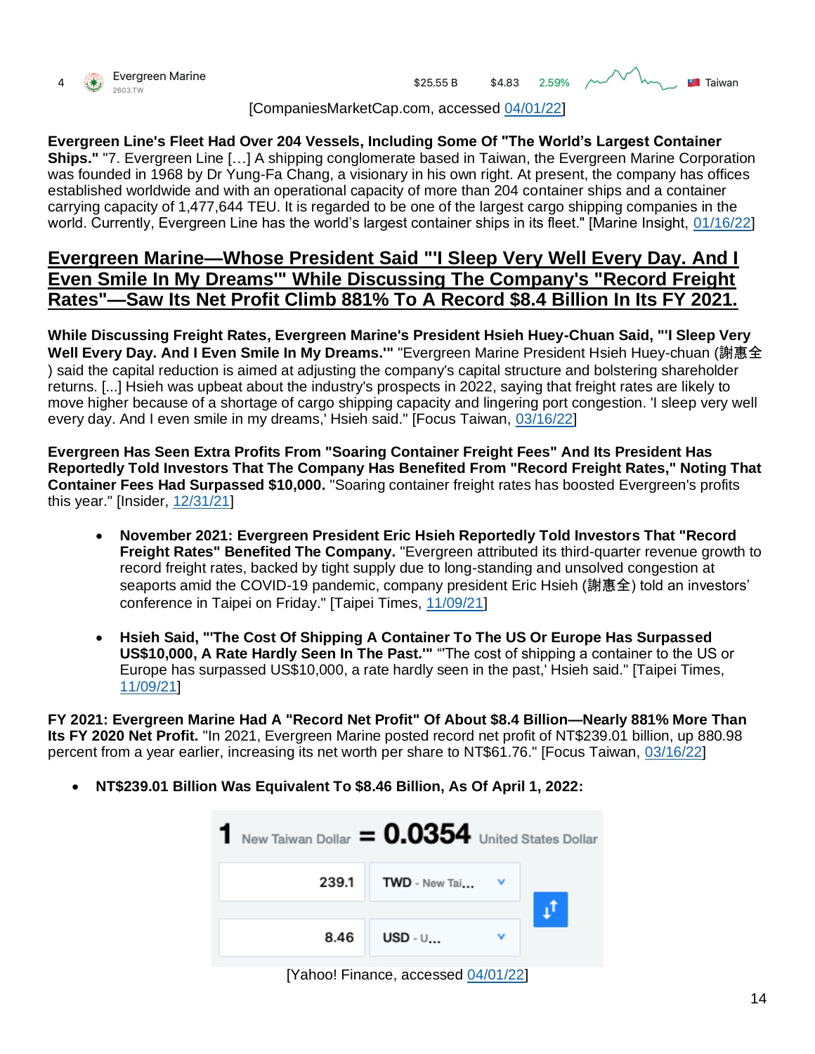| 4 | Evergreen Marine 2603.TW | $25.55 B | $4.83 | 2.59% | Taiwan |
| --- | --- | --- | --- | --- | --- |

[CompaniesMarketCap.com, accessed 04/01/22]

**Evergreen Line's Fleet Had Over 204 Vessels, Including Some Of "The World's Largest Container Ships."** "7. Evergreen Line […] A shipping conglomerate based in Taiwan, the Evergreen Marine Corporation was founded in 1968 by Dr Yung-Fa Chang, a visionary in his own right. At present, the company has offices established worldwide and with an operational capacity of more than 204 container ships and a container carrying capacity of 1,477,644 TEU. It is regarded to be one of the largest cargo shipping companies in the world. Currently, Evergreen Line has the world's largest container ships in its fleet." [Marine Insight, 01/16/22]

## Evergreen Marine—Whose President Said "'I Sleep Very Well Every Day. And I Even Smile In My Dreams'" While Discussing The Company's "Record Freight Rates"—Saw Its Net Profit Climb 881% To A Record $8.4 Billion In Its FY 2021.

**While Discussing Freight Rates, Evergreen Marine's President Hsieh Huey-Chuan Said, "'I Sleep Very Well Every Day. And I Even Smile In My Dreams.'"** "Evergreen Marine President Hsieh Huey-chuan (謝惠全) said the capital reduction is aimed at adjusting the company's capital structure and bolstering shareholder returns. [...] Hsieh was upbeat about the industry's prospects in 2022, saying that freight rates are likely to move higher because of a shortage of cargo shipping capacity and lingering port congestion. 'I sleep very well every day. And I even smile in my dreams,' Hsieh said." [Focus Taiwan, 03/16/22]

**Evergreen Has Seen Extra Profits From "Soaring Container Freight Fees" And Its President Has Reportedly Told Investors That The Company Has Benefited From "Record Freight Rates," Noting That Container Fees Had Surpassed $10,000.** "Soaring container freight rates has boosted Evergreen's profits this year." [Insider, 12/31/21]

- **November 2021: Evergreen President Eric Hsieh Reportedly Told Investors That "Record Freight Rates" Benefited The Company.** "Evergreen attributed its third-quarter revenue growth to record freight rates, backed by tight supply due to long-standing and unsolved congestion at seaports amid the COVID-19 pandemic, company president Eric Hsieh (謝惠全) told an investors' conference in Taipei on Friday." [Taipei Times, 11/09/21]

- **Hsieh Said, "'The Cost Of Shipping A Container To The US Or Europe Has Surpassed US$10,000, A Rate Hardly Seen In The Past.'"** "'The cost of shipping a container to the US or Europe has surpassed US$10,000, a rate hardly seen in the past,' Hsieh said." [Taipei Times, 11/09/21]

**FY 2021: Evergreen Marine Had A "Record Net Profit" Of About $8.4 Billion—Nearly 881% More Than Its FY 2020 Net Profit.** "In 2021, Evergreen Marine posted record net profit of NT$239.01 billion, up 880.98 percent from a year earlier, increasing its net worth per share to NT$61.76." [Focus Taiwan, 03/16/22]

- **NT$239.01 Billion Was Equivalent To $8.46 Billion, As Of April 1, 2022:**

1 New Taiwan Dollar = 0.0354 United States Dollar

| Amount | Currency |
| --- | --- |
| 239.1 | TWD - New Tai... |
| 8.46 | USD - U... |

[Yahoo! Finance, accessed 04/01/22]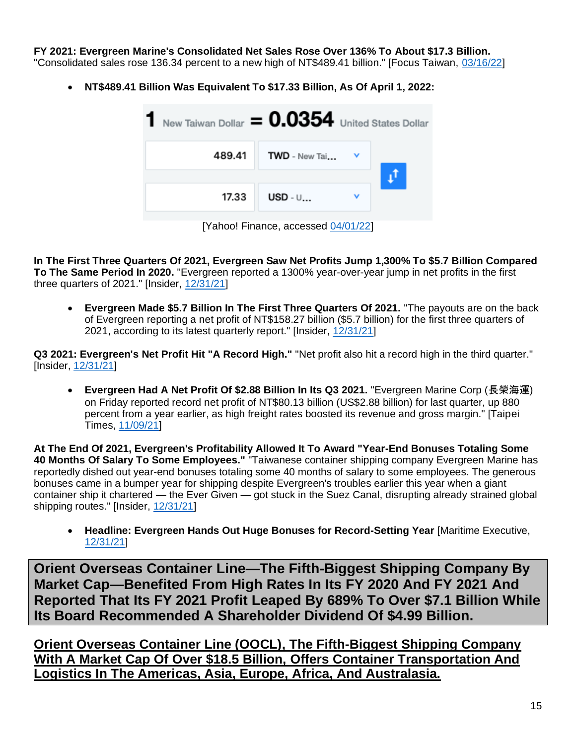**FY 2021: Evergreen Marine's Consolidated Net Sales Rose Over 136% To About $17.3 Billion.** "Consolidated sales rose 136.34 percent to a new high of NT$489.41 billion." [Focus Taiwan, 03/16/22]

- **NT$489.41 Billion Was Equivalent To $17.33 Billion, As Of April 1, 2022:**

1 New Taiwan Dollar = 0.0354 United States Dollar

| 489.41 | TWD - New Tai... |
|---|---|
| 17.33 | USD - U... |

[Yahoo! Finance, accessed 04/01/22]

**In The First Three Quarters Of 2021, Evergreen Saw Net Profits Jump 1,300% To $5.7 Billion Compared To The Same Period In 2020.** "Evergreen reported a 1300% year-over-year jump in net profits in the first three quarters of 2021." [Insider, 12/31/21]

- **Evergreen Made $5.7 Billion In The First Three Quarters Of 2021.** "The payouts are on the back of Evergreen reporting a net profit of NT$158.27 billion ($5.7 billion) for the first three quarters of 2021, according to its latest quarterly report." [Insider, 12/31/21]

**Q3 2021: Evergreen's Net Profit Hit "A Record High."** "Net profit also hit a record high in the third quarter." [Insider, 12/31/21]

- **Evergreen Had A Net Profit Of $2.88 Billion In Its Q3 2021.** "Evergreen Marine Corp (長榮海運) on Friday reported record net profit of NT$80.13 billion (US$2.88 billion) for last quarter, up 880 percent from a year earlier, as high freight rates boosted its revenue and gross margin." [Taipei Times, 11/09/21]

**At The End Of 2021, Evergreen's Profitability Allowed It To Award "Year-End Bonuses Totaling Some 40 Months Of Salary To Some Employees."** "Taiwanese container shipping company Evergreen Marine has reportedly dished out year-end bonuses totaling some 40 months of salary to some employees. The generous bonuses came in a bumper year for shipping despite Evergreen's troubles earlier this year when a giant container ship it chartered — the Ever Given — got stuck in the Suez Canal, disrupting already strained global shipping routes." [Insider, 12/31/21]

- **Headline: Evergreen Hands Out Huge Bonuses for Record-Setting Year** [Maritime Executive, 12/31/21]

## Orient Overseas Container Line—The Fifth-Biggest Shipping Company By Market Cap—Benefited From High Rates In Its FY 2020 And FY 2021 And Reported That Its FY 2021 Profit Leaped By 689% To Over $7.1 Billion While Its Board Recommended A Shareholder Dividend Of $4.99 Billion.

### Orient Overseas Container Line (OOCL), The Fifth-Biggest Shipping Company With A Market Cap Of Over $18.5 Billion, Offers Container Transportation And Logistics In The Americas, Asia, Europe, Africa, And Australasia.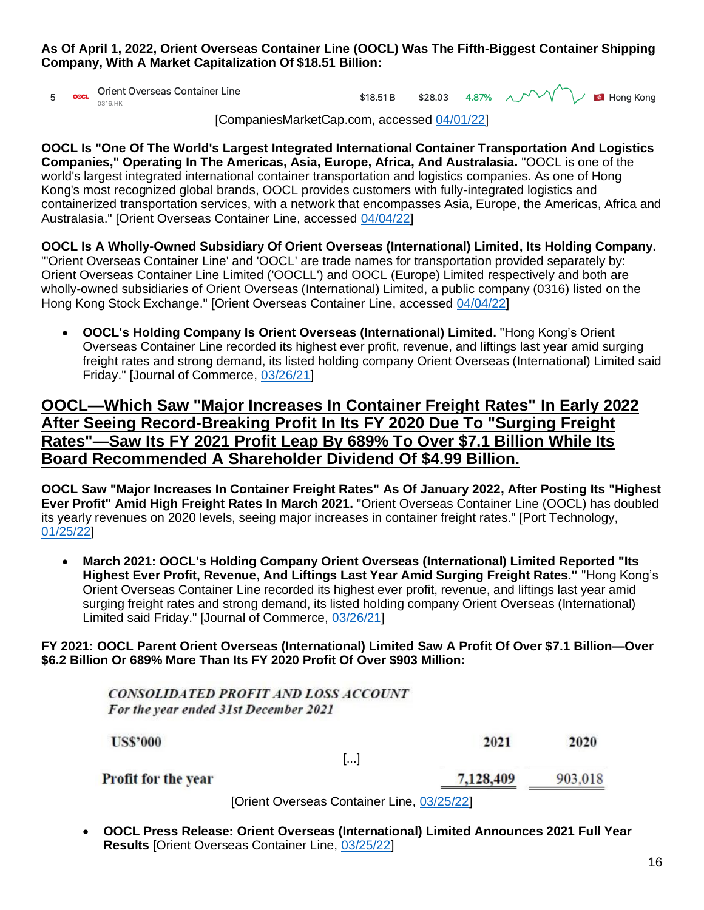**As Of April 1, 2022, Orient Overseas Container Line (OOCL) Was The Fifth-Biggest Container Shipping Company, With A Market Capitalization Of $18.51 Billion:**

| 5 | Orient Overseas Container Line 0316.HK | $18.51 B | $28.03 | 4.87% | Hong Kong |
|---|---|---|---|---|---|

[CompaniesMarketCap.com, accessed 04/01/22]

**OOCL Is "One Of The World's Largest Integrated International Container Transportation And Logistics Companies," Operating In The Americas, Asia, Europe, Africa, And Australasia.** "OOCL is one of the world's largest integrated international container transportation and logistics companies. As one of Hong Kong's most recognized global brands, OOCL provides customers with fully-integrated logistics and containerized transportation services, with a network that encompasses Asia, Europe, the Americas, Africa and Australasia." [Orient Overseas Container Line, accessed 04/04/22]

**OOCL Is A Wholly-Owned Subsidiary Of Orient Overseas (International) Limited, Its Holding Company.** "'Orient Overseas Container Line' and 'OOCL' are trade names for transportation provided separately by: Orient Overseas Container Line Limited ('OOCLL') and OOCL (Europe) Limited respectively and both are wholly-owned subsidiaries of Orient Overseas (International) Limited, a public company (0316) listed on the Hong Kong Stock Exchange." [Orient Overseas Container Line, accessed 04/04/22]

- **OOCL's Holding Company Is Orient Overseas (International) Limited.** "Hong Kong's Orient Overseas Container Line recorded its highest ever profit, revenue, and liftings last year amid surging freight rates and strong demand, its listed holding company Orient Overseas (International) Limited said Friday." [Journal of Commerce, 03/26/21]

## OOCL—Which Saw "Major Increases In Container Freight Rates" In Early 2022 After Seeing Record-Breaking Profit In Its FY 2020 Due To "Surging Freight Rates"—Saw Its FY 2021 Profit Leap By 689% To Over $7.1 Billion While Its Board Recommended A Shareholder Dividend Of $4.99 Billion.

**OOCL Saw "Major Increases In Container Freight Rates" As Of January 2022, After Posting Its "Highest Ever Profit" Amid High Freight Rates In March 2021.** "Orient Overseas Container Line (OOCL) has doubled its yearly revenues on 2020 levels, seeing major increases in container freight rates." [Port Technology, 01/25/22]

- **March 2021: OOCL's Holding Company Orient Overseas (International) Limited Reported "Its Highest Ever Profit, Revenue, And Liftings Last Year Amid Surging Freight Rates."** "Hong Kong's Orient Overseas Container Line recorded its highest ever profit, revenue, and liftings last year amid surging freight rates and strong demand, its listed holding company Orient Overseas (International) Limited said Friday." [Journal of Commerce, 03/26/21]

**FY 2021: OOCL Parent Orient Overseas (International) Limited Saw A Profit Of Over $7.1 Billion—Over $6.2 Billion Or 689% More Than Its FY 2020 Profit Of Over $903 Million:**

*CONSOLIDATED PROFIT AND LOSS ACCOUNT*
*For the year ended 31st December 2021*

| US$'000 | 2021 | 2020 |
|---|---|---|
| [...] | | |
| Profit for the year | 7,128,409 | 903,018 |

[Orient Overseas Container Line, 03/25/22]

- **OOCL Press Release: Orient Overseas (International) Limited Announces 2021 Full Year Results** [Orient Overseas Container Line, 03/25/22]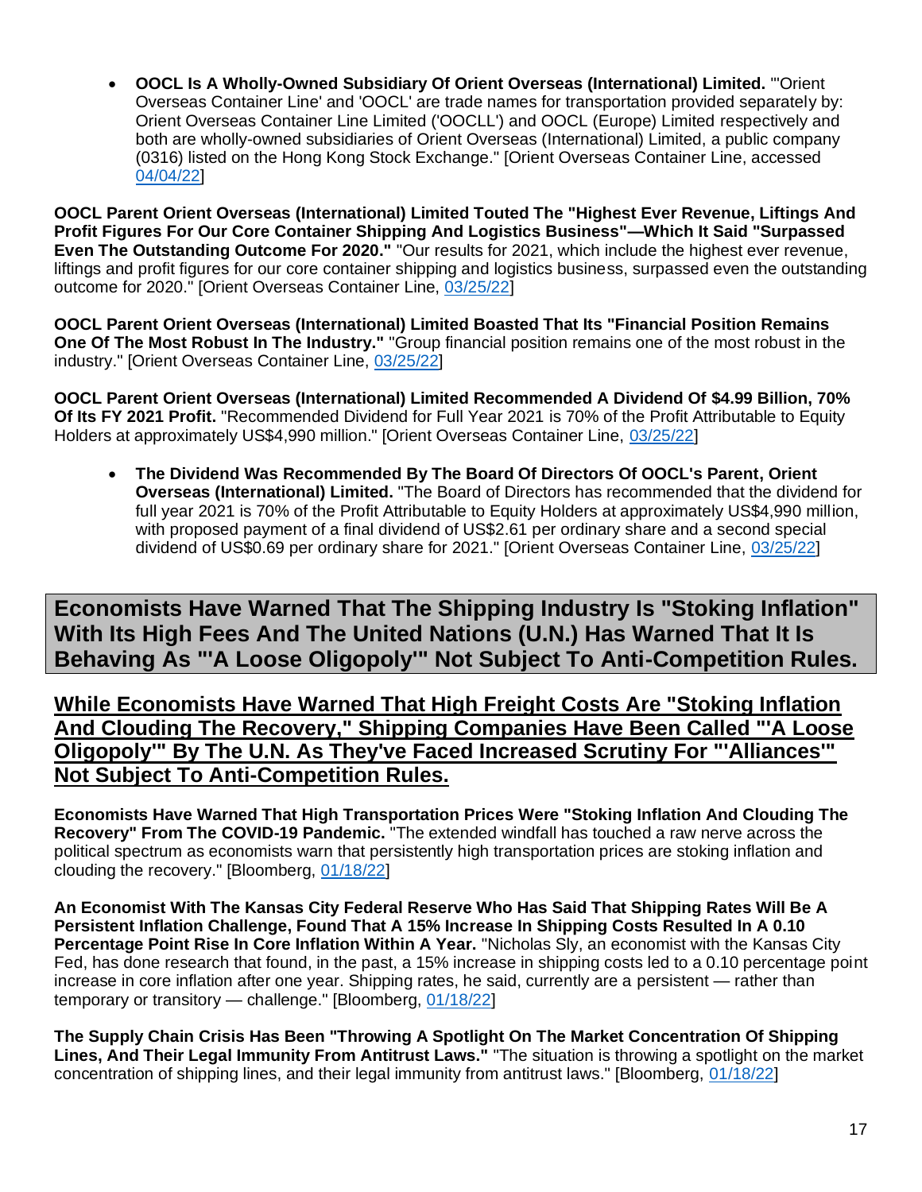- **OOCL Is A Wholly-Owned Subsidiary Of Orient Overseas (International) Limited.** "'Orient Overseas Container Line' and 'OOCL' are trade names for transportation provided separately by: Orient Overseas Container Line Limited ('OOCLL') and OOCL (Europe) Limited respectively and both are wholly-owned subsidiaries of Orient Overseas (International) Limited, a public company (0316) listed on the Hong Kong Stock Exchange." [Orient Overseas Container Line, accessed 04/04/22]

**OOCL Parent Orient Overseas (International) Limited Touted The "Highest Ever Revenue, Liftings And Profit Figures For Our Core Container Shipping And Logistics Business"—Which It Said "Surpassed Even The Outstanding Outcome For 2020."** "Our results for 2021, which include the highest ever revenue, liftings and profit figures for our core container shipping and logistics business, surpassed even the outstanding outcome for 2020." [Orient Overseas Container Line, 03/25/22]

**OOCL Parent Orient Overseas (International) Limited Boasted That Its "Financial Position Remains One Of The Most Robust In The Industry."** "Group financial position remains one of the most robust in the industry." [Orient Overseas Container Line, 03/25/22]

**OOCL Parent Orient Overseas (International) Limited Recommended A Dividend Of $4.99 Billion, 70% Of Its FY 2021 Profit.** "Recommended Dividend for Full Year 2021 is 70% of the Profit Attributable to Equity Holders at approximately US$4,990 million." [Orient Overseas Container Line, 03/25/22]

- **The Dividend Was Recommended By The Board Of Directors Of OOCL's Parent, Orient Overseas (International) Limited.** "The Board of Directors has recommended that the dividend for full year 2021 is 70% of the Profit Attributable to Equity Holders at approximately US$4,990 million, with proposed payment of a final dividend of US$2.61 per ordinary share and a second special dividend of US$0.69 per ordinary share for 2021." [Orient Overseas Container Line, 03/25/22]

## Economists Have Warned That The Shipping Industry Is "Stoking Inflation" With Its High Fees And The United Nations (U.N.) Has Warned That It Is Behaving As "'A Loose Oligopoly'" Not Subject To Anti-Competition Rules.

### While Economists Have Warned That High Freight Costs Are "Stoking Inflation And Clouding The Recovery," Shipping Companies Have Been Called "'A Loose Oligopoly'" By The U.N. As They've Faced Increased Scrutiny For "'Alliances'" Not Subject To Anti-Competition Rules.

**Economists Have Warned That High Transportation Prices Were "Stoking Inflation And Clouding The Recovery" From The COVID-19 Pandemic.** "The extended windfall has touched a raw nerve across the political spectrum as economists warn that persistently high transportation prices are stoking inflation and clouding the recovery." [Bloomberg, 01/18/22]

**An Economist With The Kansas City Federal Reserve Who Has Said That Shipping Rates Will Be A Persistent Inflation Challenge, Found That A 15% Increase In Shipping Costs Resulted In A 0.10 Percentage Point Rise In Core Inflation Within A Year.** "Nicholas Sly, an economist with the Kansas City Fed, has done research that found, in the past, a 15% increase in shipping costs led to a 0.10 percentage point increase in core inflation after one year. Shipping rates, he said, currently are a persistent — rather than temporary or transitory — challenge." [Bloomberg, 01/18/22]

**The Supply Chain Crisis Has Been "Throwing A Spotlight On The Market Concentration Of Shipping Lines, And Their Legal Immunity From Antitrust Laws."** "The situation is throwing a spotlight on the market concentration of shipping lines, and their legal immunity from antitrust laws." [Bloomberg, 01/18/22]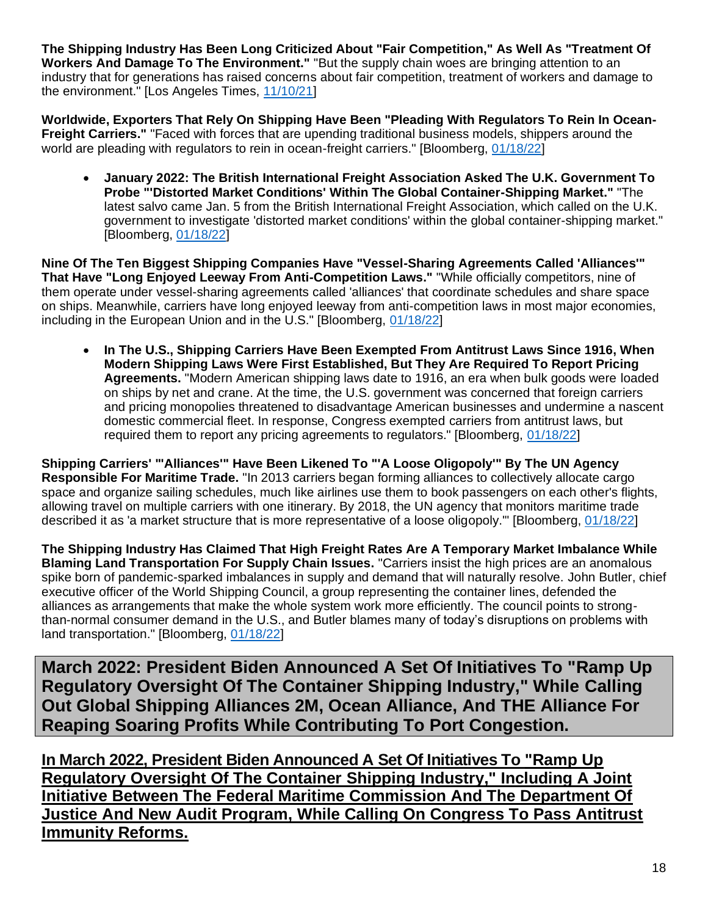**The Shipping Industry Has Been Long Criticized About "Fair Competition," As Well As "Treatment Of Workers And Damage To The Environment."** "But the supply chain woes are bringing attention to an industry that for generations has raised concerns about fair competition, treatment of workers and damage to the environment." [Los Angeles Times, 11/10/21]

**Worldwide, Exporters That Rely On Shipping Have Been "Pleading With Regulators To Rein In Ocean-Freight Carriers."** "Faced with forces that are upending traditional business models, shippers around the world are pleading with regulators to rein in ocean-freight carriers." [Bloomberg, 01/18/22]

- **January 2022: The British International Freight Association Asked The U.K. Government To Probe "'Distorted Market Conditions' Within The Global Container-Shipping Market."** "The latest salvo came Jan. 5 from the British International Freight Association, which called on the U.K. government to investigate 'distorted market conditions' within the global container-shipping market." [Bloomberg, 01/18/22]

**Nine Of The Ten Biggest Shipping Companies Have "Vessel-Sharing Agreements Called 'Alliances'" That Have "Long Enjoyed Leeway From Anti-Competition Laws."** "While officially competitors, nine of them operate under vessel-sharing agreements called 'alliances' that coordinate schedules and share space on ships. Meanwhile, carriers have long enjoyed leeway from anti-competition laws in most major economies, including in the European Union and in the U.S." [Bloomberg, 01/18/22]

- **In The U.S., Shipping Carriers Have Been Exempted From Antitrust Laws Since 1916, When Modern Shipping Laws Were First Established, But They Are Required To Report Pricing Agreements.** "Modern American shipping laws date to 1916, an era when bulk goods were loaded on ships by net and crane. At the time, the U.S. government was concerned that foreign carriers and pricing monopolies threatened to disadvantage American businesses and undermine a nascent domestic commercial fleet. In response, Congress exempted carriers from antitrust laws, but required them to report any pricing agreements to regulators." [Bloomberg, 01/18/22]

**Shipping Carriers' "'Alliances'" Have Been Likened To "'A Loose Oligopoly'" By The UN Agency Responsible For Maritime Trade.** "In 2013 carriers began forming alliances to collectively allocate cargo space and organize sailing schedules, much like airlines use them to book passengers on each other's flights, allowing travel on multiple carriers with one itinerary. By 2018, the UN agency that monitors maritime trade described it as 'a market structure that is more representative of a loose oligopoly.'" [Bloomberg, 01/18/22]

**The Shipping Industry Has Claimed That High Freight Rates Are A Temporary Market Imbalance While Blaming Land Transportation For Supply Chain Issues.** "Carriers insist the high prices are an anomalous spike born of pandemic-sparked imbalances in supply and demand that will naturally resolve. John Butler, chief executive officer of the World Shipping Council, a group representing the container lines, defended the alliances as arrangements that make the whole system work more efficiently. The council points to stronger-than-normal consumer demand in the U.S., and Butler blames many of today's disruptions on problems with land transportation." [Bloomberg, 01/18/22]

## March 2022: President Biden Announced A Set Of Initiatives To "Ramp Up Regulatory Oversight Of The Container Shipping Industry," While Calling Out Global Shipping Alliances 2M, Ocean Alliance, And THE Alliance For Reaping Soaring Profits While Contributing To Port Congestion.

### <u>In March 2022, President Biden Announced A Set Of Initiatives To "Ramp Up Regulatory Oversight Of The Container Shipping Industry," Including A Joint Initiative Between The Federal Maritime Commission And The Department Of Justice And New Audit Program, While Calling On Congress To Pass Antitrust Immunity Reforms.</u>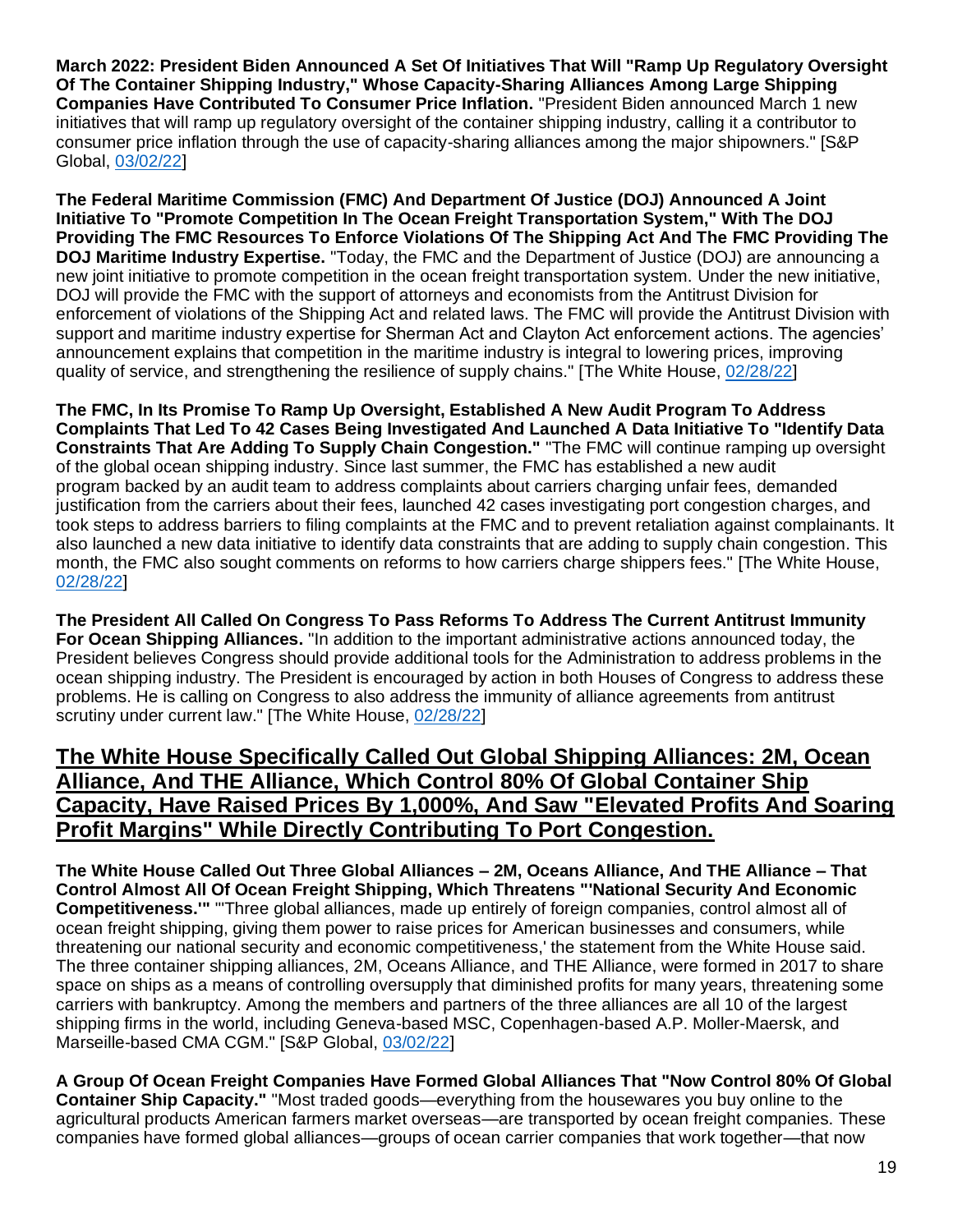**March 2022: President Biden Announced A Set Of Initiatives That Will "Ramp Up Regulatory Oversight Of The Container Shipping Industry," Whose Capacity-Sharing Alliances Among Large Shipping Companies Have Contributed To Consumer Price Inflation.** "President Biden announced March 1 new initiatives that will ramp up regulatory oversight of the container shipping industry, calling it a contributor to consumer price inflation through the use of capacity-sharing alliances among the major shipowners." [S&P Global, [03/02/22]]

**The Federal Maritime Commission (FMC) And Department Of Justice (DOJ) Announced A Joint Initiative To "Promote Competition In The Ocean Freight Transportation System," With The DOJ Providing The FMC Resources To Enforce Violations Of The Shipping Act And The FMC Providing The DOJ Maritime Industry Expertise.** "Today, the FMC and the Department of Justice (DOJ) are announcing a new joint initiative to promote competition in the ocean freight transportation system. Under the new initiative, DOJ will provide the FMC with the support of attorneys and economists from the Antitrust Division for enforcement of violations of the Shipping Act and related laws. The FMC will provide the Antitrust Division with support and maritime industry expertise for Sherman Act and Clayton Act enforcement actions. The agencies' announcement explains that competition in the maritime industry is integral to lowering prices, improving quality of service, and strengthening the resilience of supply chains." [The White House, [02/28/22]]

**The FMC, In Its Promise To Ramp Up Oversight, Established A New Audit Program To Address Complaints That Led To 42 Cases Being Investigated And Launched A Data Initiative To "Identify Data Constraints That Are Adding To Supply Chain Congestion."** "The FMC will continue ramping up oversight of the global ocean shipping industry. Since last summer, the FMC has established a new audit program backed by an audit team to address complaints about carriers charging unfair fees, demanded justification from the carriers about their fees, launched 42 cases investigating port congestion charges, and took steps to address barriers to filing complaints at the FMC and to prevent retaliation against complainants. It also launched a new data initiative to identify data constraints that are adding to supply chain congestion. This month, the FMC also sought comments on reforms to how carriers charge shippers fees." [The White House, [02/28/22]]

**The President All Called On Congress To Pass Reforms To Address The Current Antitrust Immunity For Ocean Shipping Alliances.** "In addition to the important administrative actions announced today, the President believes Congress should provide additional tools for the Administration to address problems in the ocean shipping industry. The President is encouraged by action in both Houses of Congress to address these problems. He is calling on Congress to also address the immunity of alliance agreements from antitrust scrutiny under current law." [The White House, [02/28/22]]

## The White House Specifically Called Out Global Shipping Alliances: 2M, Ocean Alliance, And THE Alliance, Which Control 80% Of Global Container Ship Capacity, Have Raised Prices By 1,000%, And Saw "Elevated Profits And Soaring Profit Margins" While Directly Contributing To Port Congestion.

**The White House Called Out Three Global Alliances – 2M, Oceans Alliance, And THE Alliance – That Control Almost All Of Ocean Freight Shipping, Which Threatens "'National Security And Economic Competitiveness.'"** "'Three global alliances, made up entirely of foreign companies, control almost all of ocean freight shipping, giving them power to raise prices for American businesses and consumers, while threatening our national security and economic competitiveness,' the statement from the White House said. The three container shipping alliances, 2M, Oceans Alliance, and THE Alliance, were formed in 2017 to share space on ships as a means of controlling oversupply that diminished profits for many years, threatening some carriers with bankruptcy. Among the members and partners of the three alliances are all 10 of the largest shipping firms in the world, including Geneva-based MSC, Copenhagen-based A.P. Moller-Maersk, and Marseille-based CMA CGM." [S&P Global, [03/02/22]]

**A Group Of Ocean Freight Companies Have Formed Global Alliances That "Now Control 80% Of Global Container Ship Capacity."** "Most traded goods—everything from the housewares you buy online to the agricultural products American farmers market overseas—are transported by ocean freight companies. These companies have formed global alliances—groups of ocean carrier companies that work together—that now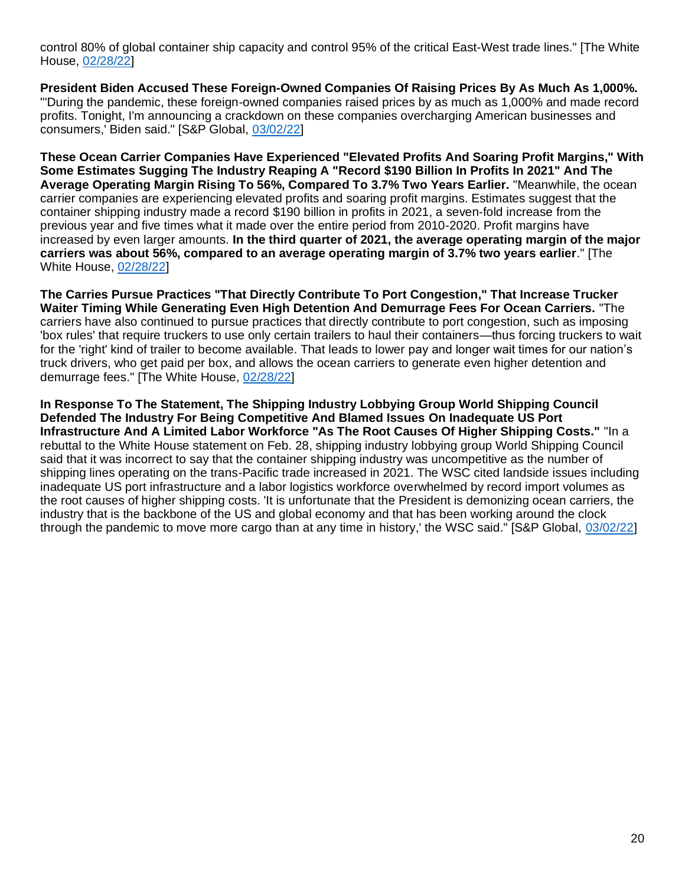control 80% of global container ship capacity and control 95% of the critical East-West trade lines." [The White House, 02/28/22]

**President Biden Accused These Foreign-Owned Companies Of Raising Prices By As Much As 1,000%.** "'During the pandemic, these foreign-owned companies raised prices by as much as 1,000% and made record profits. Tonight, I'm announcing a crackdown on these companies overcharging American businesses and consumers,' Biden said." [S&P Global, 03/02/22]

**These Ocean Carrier Companies Have Experienced "Elevated Profits And Soaring Profit Margins," With Some Estimates Sugging The Industry Reaping A "Record $190 Billion In Profits In 2021" And The Average Operating Margin Rising To 56%, Compared To 3.7% Two Years Earlier.** "Meanwhile, the ocean carrier companies are experiencing elevated profits and soaring profit margins. Estimates suggest that the container shipping industry made a record $190 billion in profits in 2021, a seven-fold increase from the previous year and five times what it made over the entire period from 2010-2020. Profit margins have increased by even larger amounts. **In the third quarter of 2021, the average operating margin of the major carriers was about 56%, compared to an average operating margin of 3.7% two years earlier**." [The White House, 02/28/22]

**The Carries Pursue Practices "That Directly Contribute To Port Congestion," That Increase Trucker Waiter Timing While Generating Even High Detention And Demurrage Fees For Ocean Carriers.** "The carriers have also continued to pursue practices that directly contribute to port congestion, such as imposing 'box rules' that require truckers to use only certain trailers to haul their containers—thus forcing truckers to wait for the 'right' kind of trailer to become available. That leads to lower pay and longer wait times for our nation's truck drivers, who get paid per box, and allows the ocean carriers to generate even higher detention and demurrage fees." [The White House, 02/28/22]

**In Response To The Statement, The Shipping Industry Lobbying Group World Shipping Council Defended The Industry For Being Competitive And Blamed Issues On Inadequate US Port Infrastructure And A Limited Labor Workforce "As The Root Causes Of Higher Shipping Costs."** "In a rebuttal to the White House statement on Feb. 28, shipping industry lobbying group World Shipping Council said that it was incorrect to say that the container shipping industry was uncompetitive as the number of shipping lines operating on the trans-Pacific trade increased in 2021. The WSC cited landside issues including inadequate US port infrastructure and a labor logistics workforce overwhelmed by record import volumes as the root causes of higher shipping costs. 'It is unfortunate that the President is demonizing ocean carriers, the industry that is the backbone of the US and global economy and that has been working around the clock through the pandemic to move more cargo than at any time in history,' the WSC said." [S&P Global, 03/02/22]